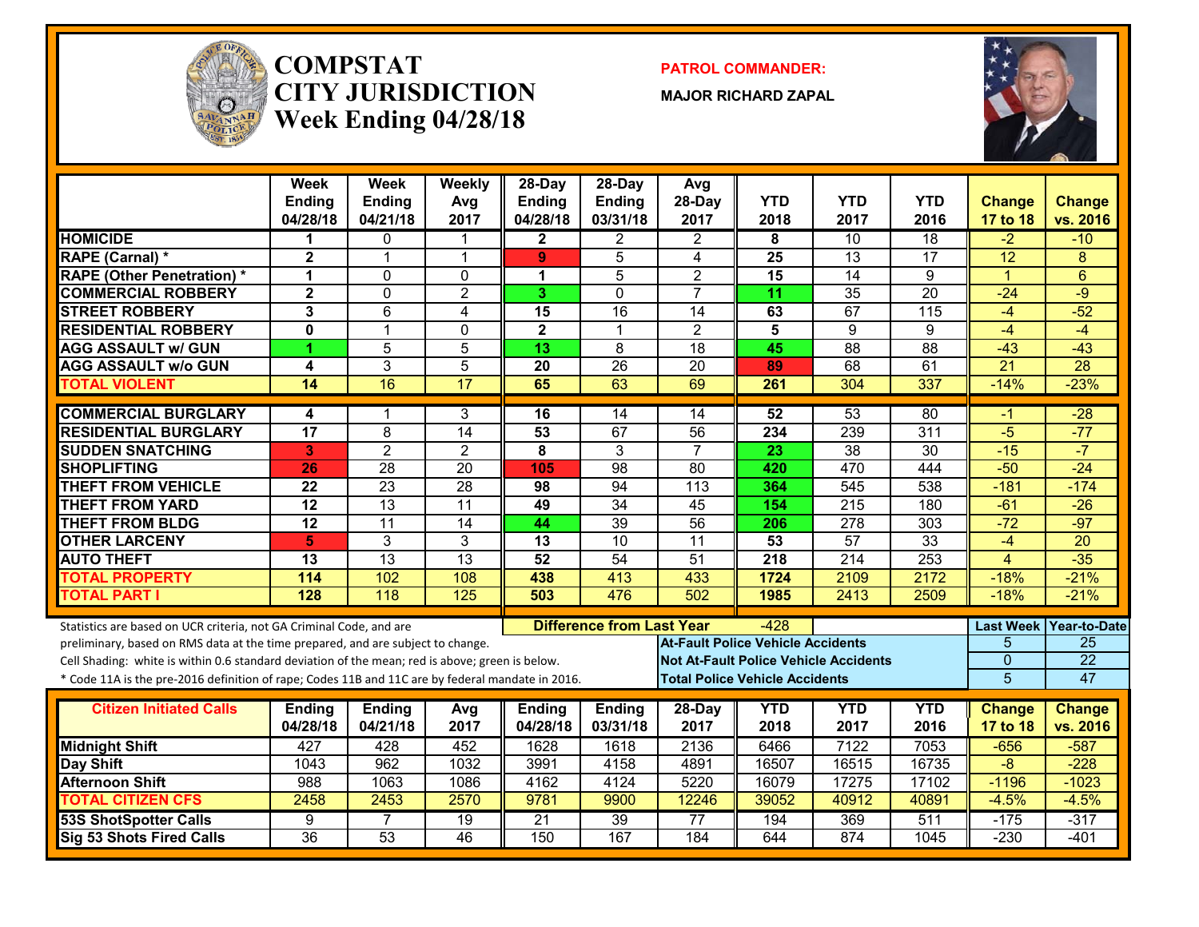# COMPSTAT CITY JURISDICTION Week Ending 04/28/18

**PATROL COMMANDER:**

**MAJOR RICHARD ZAPAL**

| | Week Ending 04/28/18 | Week Ending 04/21/18 | Weekly Avg 2017 | 28-Day Ending 04/28/18 | 28-Day Ending 03/31/18 | Avg 28-Day 2017 | YTD 2018 | YTD 2017 | YTD 2016 | Change 17 to 18 | Change vs. 2016 |
|---|---|---|---|---|---|---|---|---|---|---|---|
| HOMICIDE | 1 | 0 | 1 | 2 | 2 | 2 | 8 | 10 | 18 | -2 | -10 |
| RAPE (Carnal) * | 2 | 1 | 1 | 9 | 5 | 4 | 25 | 13 | 17 | 12 | 8 |
| RAPE (Other Penetration) * | 1 | 0 | 0 | 1 | 5 | 2 | 15 | 14 | 9 | 1 | 6 |
| COMMERCIAL ROBBERY | 2 | 0 | 2 | 3 | 0 | 7 | 11 | 35 | 20 | -24 | -9 |
| STREET ROBBERY | 3 | 6 | 4 | 15 | 16 | 14 | 63 | 67 | 115 | -4 | -52 |
| RESIDENTIAL ROBBERY | 0 | 1 | 0 | 2 | 1 | 2 | 5 | 9 | 9 | -4 | -4 |
| AGG ASSAULT w/ GUN | 1 | 5 | 5 | 13 | 8 | 18 | 45 | 88 | 88 | -43 | -43 |
| AGG ASSAULT w/o GUN | 4 | 3 | 5 | 20 | 26 | 20 | 89 | 68 | 61 | 21 | 28 |
| TOTAL VIOLENT | 14 | 16 | 17 | 65 | 63 | 69 | 261 | 304 | 337 | -14% | -23% |
| COMMERCIAL BURGLARY | 4 | 1 | 3 | 16 | 14 | 14 | 52 | 53 | 80 | -1 | -28 |
| RESIDENTIAL BURGLARY | 17 | 8 | 14 | 53 | 67 | 56 | 234 | 239 | 311 | -5 | -77 |
| SUDDEN SNATCHING | 3 | 2 | 2 | 8 | 3 | 7 | 23 | 38 | 30 | -15 | -7 |
| SHOPLIFTING | 26 | 28 | 20 | 105 | 98 | 80 | 420 | 470 | 444 | -50 | -24 |
| THEFT FROM VEHICLE | 22 | 23 | 28 | 98 | 94 | 113 | 364 | 545 | 538 | -181 | -174 |
| THEFT FROM YARD | 12 | 13 | 11 | 49 | 34 | 45 | 154 | 215 | 180 | -61 | -26 |
| THEFT FROM BLDG | 12 | 11 | 14 | 44 | 39 | 56 | 206 | 278 | 303 | -72 | -97 |
| OTHER LARCENY | 5 | 3 | 3 | 13 | 10 | 11 | 53 | 57 | 33 | -4 | 20 |
| AUTO THEFT | 13 | 13 | 13 | 52 | 54 | 51 | 218 | 214 | 253 | 4 | -35 |
| TOTAL PROPERTY | 114 | 102 | 108 | 438 | 413 | 433 | 1724 | 2109 | 2172 | -18% | -21% |
| TOTAL PART I | 128 | 118 | 125 | 503 | 476 | 502 | 1985 | 2413 | 2509 | -18% | -21% |

Statistics are based on UCR criteria, not GA Criminal Code, and are preliminary, based on RMS data at the time prepared, and are subject to change.

Cell Shading: white is within 0.6 standard deviation of the mean; red is above; green is below.

\* Code 11A is the pre-2016 definition of rape; Codes 11B and 11C are by federal mandate in 2016.

**Difference from Last Year:** -428

| | Last Week | Year-to-Date |
|---|---|---|
| At-Fault Police Vehicle Accidents | 5 | 25 |
| Not At-Fault Police Vehicle Accidents | 0 | 22 |
| Total Police Vehicle Accidents | 5 | 47 |

| Citizen Initiated Calls | Ending 04/28/18 | Ending 04/21/18 | Avg 2017 | Ending 04/28/18 | Ending 03/31/18 | 28-Day 2017 | YTD 2018 | YTD 2017 | YTD 2016 | Change 17 to 18 | Change vs. 2016 |
|---|---|---|---|---|---|---|---|---|---|---|---|
| Midnight Shift | 427 | 428 | 452 | 1628 | 1618 | 2136 | 6466 | 7122 | 7053 | -656 | -587 |
| Day Shift | 1043 | 962 | 1032 | 3991 | 4158 | 4891 | 16507 | 16515 | 16735 | -8 | -228 |
| Afternoon Shift | 988 | 1063 | 1086 | 4162 | 4124 | 5220 | 16079 | 17275 | 17102 | -1196 | -1023 |
| TOTAL CITIZEN CFS | 2458 | 2453 | 2570 | 9781 | 9900 | 12246 | 39052 | 40912 | 40891 | -4.5% | -4.5% |
| 53S ShotSpotter Calls | 9 | 7 | 19 | 21 | 39 | 77 | 194 | 369 | 511 | -175 | -317 |
| Sig 53 Shots Fired Calls | 36 | 53 | 46 | 150 | 167 | 184 | 644 | 874 | 1045 | -230 | -401 |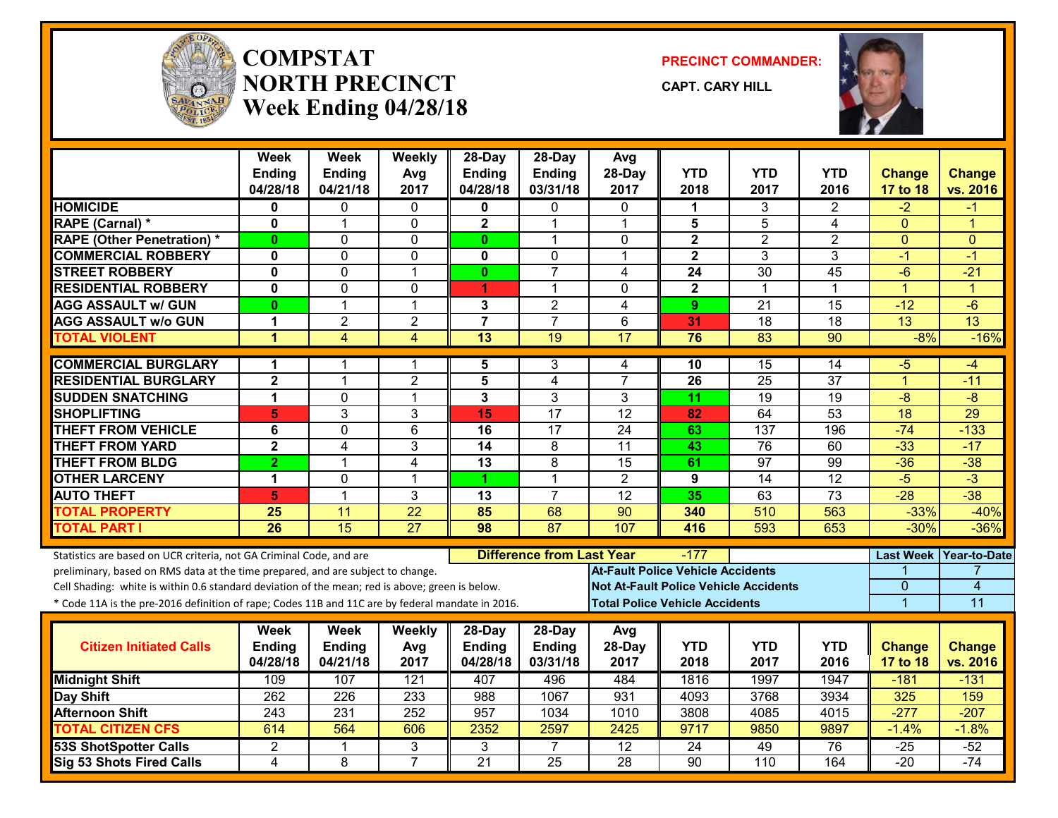# COMPSTAT NORTH PRECINCT

## Week Ending 04/28/18

**PRECINCT COMMANDER:** CAPT. CARY HILL

| | Week Ending 04/28/18 | Week Ending 04/21/18 | Weekly Avg 2017 | 28-Day Ending 04/28/18 | 28-Day Ending 03/31/18 | Avg 28-Day 2017 | YTD 2018 | YTD 2017 | YTD 2016 | Change 17 to 18 | Change vs. 2016 |
|---|---|---|---|---|---|---|---|---|---|---|---|
| **HOMICIDE** | 0 | 0 | 0 | 0 | 0 | 0 | 1 | 3 | 2 | -2 | -1 |
| **RAPE (Carnal) *** | 0 | 1 | 0 | 2 | 1 | 1 | 5 | 5 | 4 | 0 | 1 |
| **RAPE (Other Penetration) *** | 0 | 0 | 0 | 0 | 1 | 0 | 2 | 2 | 2 | 0 | 0 |
| **COMMERCIAL ROBBERY** | 0 | 0 | 0 | 0 | 0 | 1 | 2 | 3 | 3 | -1 | -1 |
| **STREET ROBBERY** | 0 | 0 | 1 | 0 | 7 | 4 | 24 | 30 | 45 | -6 | -21 |
| **RESIDENTIAL ROBBERY** | 0 | 0 | 0 | 1 | 1 | 0 | 2 | 1 | 1 | 1 | 1 |
| **AGG ASSAULT w/ GUN** | 0 | 1 | 1 | 3 | 2 | 4 | 9 | 21 | 15 | -12 | -6 |
| **AGG ASSAULT w/o GUN** | 1 | 2 | 2 | 7 | 7 | 6 | 31 | 18 | 18 | 13 | 13 |
| **TOTAL VIOLENT** | 1 | 4 | 4 | 13 | 19 | 17 | 76 | 83 | 90 | -8% | -16% |
| **COMMERCIAL BURGLARY** | 1 | 1 | 1 | 5 | 3 | 4 | 10 | 15 | 14 | -5 | -4 |
| **RESIDENTIAL BURGLARY** | 2 | 1 | 2 | 5 | 4 | 7 | 26 | 25 | 37 | 1 | -11 |
| **SUDDEN SNATCHING** | 1 | 0 | 1 | 3 | 3 | 3 | 11 | 19 | 19 | -8 | -8 |
| **SHOPLIFTING** | 5 | 3 | 3 | 15 | 17 | 12 | 82 | 64 | 53 | 18 | 29 |
| **THEFT FROM VEHICLE** | 6 | 0 | 6 | 16 | 17 | 24 | 63 | 137 | 196 | -74 | -133 |
| **THEFT FROM YARD** | 2 | 4 | 3 | 14 | 8 | 11 | 43 | 76 | 60 | -33 | -17 |
| **THEFT FROM BLDG** | 2 | 1 | 4 | 13 | 8 | 15 | 61 | 97 | 99 | -36 | -38 |
| **OTHER LARCENY** | 1 | 0 | 1 | 1 | 1 | 2 | 9 | 14 | 12 | -5 | -3 |
| **AUTO THEFT** | 5 | 1 | 3 | 13 | 7 | 12 | 35 | 63 | 73 | -28 | -38 |
| **TOTAL PROPERTY** | 25 | 11 | 22 | 85 | 68 | 90 | 340 | 510 | 563 | -33% | -40% |
| **TOTAL PART I** | 26 | 15 | 27 | 98 | 87 | 107 | 416 | 593 | 653 | -30% | -36% |

Statistics are based on UCR criteria, not GA Criminal Code, and are preliminary, based on RMS data at the time prepared, and are subject to change.

Cell Shading: white is within 0.6 standard deviation of the mean; red is above; green is below.

* Code 11A is the pre-2016 definition of rape; Codes 11B and 11C are by federal mandate in 2016.

**Difference from Last Year:** -177

| | Last Week | Year-to-Date |
|---|---|---|
| At-Fault Police Vehicle Accidents | 1 | 7 |
| Not At-Fault Police Vehicle Accidents | 0 | 4 |
| Total Police Vehicle Accidents | 1 | 11 |

| Citizen Initiated Calls | Week Ending 04/28/18 | Week Ending 04/21/18 | Weekly Avg 2017 | 28-Day Ending 04/28/18 | 28-Day Ending 03/31/18 | Avg 28-Day 2017 | YTD 2018 | YTD 2017 | YTD 2016 | Change 17 to 18 | Change vs. 2016 |
|---|---|---|---|---|---|---|---|---|---|---|---|
| **Midnight Shift** | 109 | 107 | 121 | 407 | 496 | 484 | 1816 | 1997 | 1947 | -181 | -131 |
| **Day Shift** | 262 | 226 | 233 | 988 | 1067 | 931 | 4093 | 3768 | 3934 | 325 | 159 |
| **Afternoon Shift** | 243 | 231 | 252 | 957 | 1034 | 1010 | 3808 | 4085 | 4015 | -277 | -207 |
| **TOTAL CITIZEN CFS** | 614 | 564 | 606 | 2352 | 2597 | 2425 | 9717 | 9850 | 9897 | -1.4% | -1.8% |
| **53S ShotSpotter Calls** | 2 | 1 | 3 | 3 | 7 | 12 | 24 | 49 | 76 | -25 | -52 |
| **Sig 53 Shots Fired Calls** | 4 | 8 | 7 | 21 | 25 | 28 | 90 | 110 | 164 | -20 | -74 |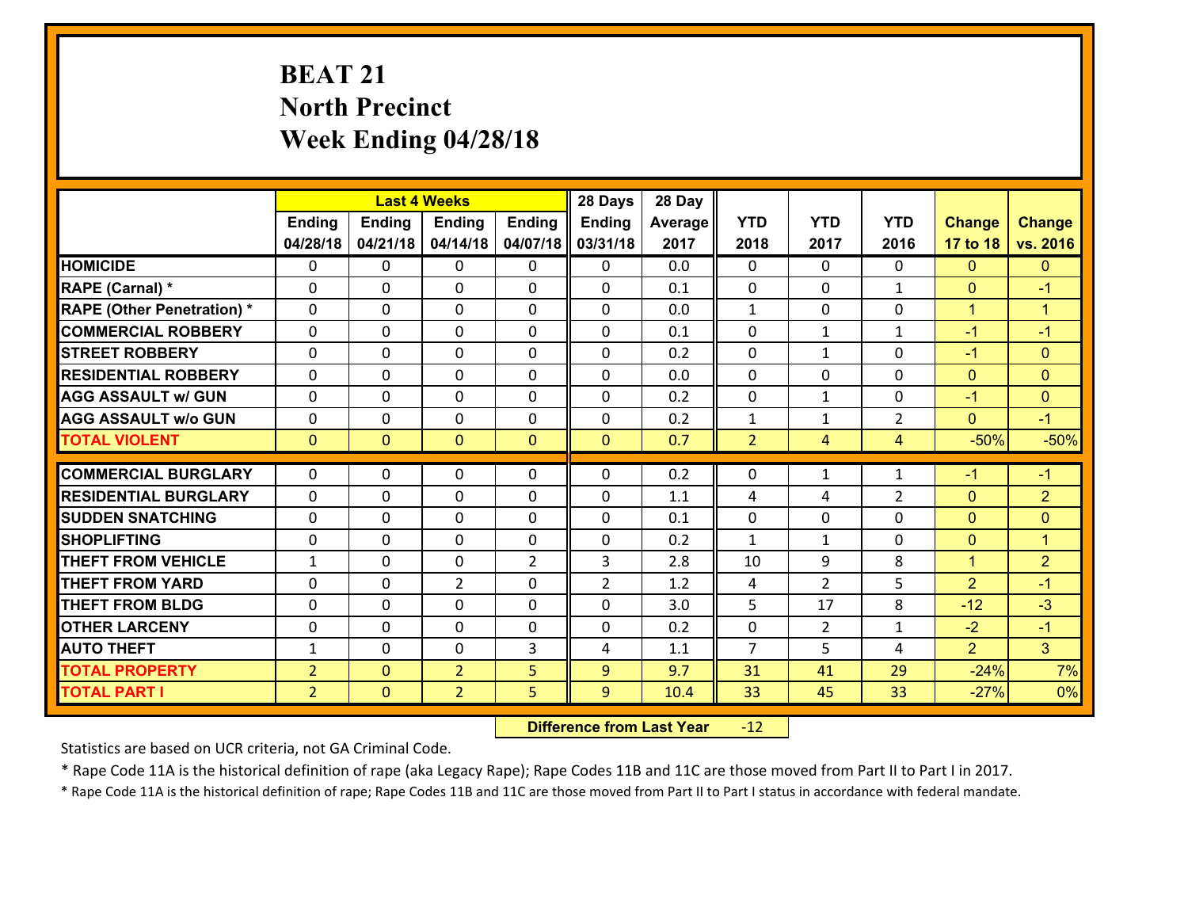# BEAT 21
## North Precinct
## Week Ending 04/28/18

| | Last 4 Weeks | | | | 28 Days | 28 Day | | | | | |
|---|---|---|---|---|---|---|---|---|---|---|---|
| | Ending 04/28/18 | Ending 04/21/18 | Ending 04/14/18 | Ending 04/07/18 | Ending 03/31/18 | Average 2017 | YTD 2018 | YTD 2017 | YTD 2016 | Change 17 to 18 | Change vs. 2016 |
| **HOMICIDE** | 0 | 0 | 0 | 0 | 0 | 0.0 | 0 | 0 | 0 | 0 | 0 |
| **RAPE (Carnal) *** | 0 | 0 | 0 | 0 | 0 | 0.1 | 0 | 0 | 1 | 0 | -1 |
| **RAPE (Other Penetration) *** | 0 | 0 | 0 | 0 | 0 | 0.0 | 1 | 0 | 0 | 1 | 1 |
| **COMMERCIAL ROBBERY** | 0 | 0 | 0 | 0 | 0 | 0.1 | 0 | 1 | 1 | -1 | -1 |
| **STREET ROBBERY** | 0 | 0 | 0 | 0 | 0 | 0.2 | 0 | 1 | 0 | -1 | 0 |
| **RESIDENTIAL ROBBERY** | 0 | 0 | 0 | 0 | 0 | 0.0 | 0 | 0 | 0 | 0 | 0 |
| **AGG ASSAULT w/ GUN** | 0 | 0 | 0 | 0 | 0 | 0.2 | 0 | 1 | 0 | -1 | 0 |
| **AGG ASSAULT w/o GUN** | 0 | 0 | 0 | 0 | 0 | 0.2 | 1 | 1 | 2 | 0 | -1 |
| **TOTAL VIOLENT** | 0 | 0 | 0 | 0 | 0 | 0.7 | 2 | 4 | 4 | -50% | -50% |
| **COMMERCIAL BURGLARY** | 0 | 0 | 0 | 0 | 0 | 0.2 | 0 | 1 | 1 | -1 | -1 |
| **RESIDENTIAL BURGLARY** | 0 | 0 | 0 | 0 | 0 | 1.1 | 4 | 4 | 2 | 0 | 2 |
| **SUDDEN SNATCHING** | 0 | 0 | 0 | 0 | 0 | 0.1 | 0 | 0 | 0 | 0 | 0 |
| **SHOPLIFTING** | 0 | 0 | 0 | 0 | 0 | 0.2 | 1 | 1 | 0 | 0 | 1 |
| **THEFT FROM VEHICLE** | 1 | 0 | 0 | 2 | 3 | 2.8 | 10 | 9 | 8 | 1 | 2 |
| **THEFT FROM YARD** | 0 | 0 | 2 | 0 | 2 | 1.2 | 4 | 2 | 5 | 2 | -1 |
| **THEFT FROM BLDG** | 0 | 0 | 0 | 0 | 0 | 3.0 | 5 | 17 | 8 | -12 | -3 |
| **OTHER LARCENY** | 0 | 0 | 0 | 0 | 0 | 0.2 | 0 | 2 | 1 | -2 | -1 |
| **AUTO THEFT** | 1 | 0 | 0 | 3 | 4 | 1.1 | 7 | 5 | 4 | 2 | 3 |
| **TOTAL PROPERTY** | 2 | 0 | 2 | 5 | 9 | 9.7 | 31 | 41 | 29 | -24% | 7% |
| **TOTAL PART I** | 2 | 0 | 2 | 5 | 9 | 10.4 | 33 | 45 | 33 | -27% | 0% |

**Difference from Last Year** -12

Statistics are based on UCR criteria, not GA Criminal Code.

* Rape Code 11A is the historical definition of rape (aka Legacy Rape); Rape Codes 11B and 11C are those moved from Part II to Part I in 2017.

* Rape Code 11A is the historical definition of rape; Rape Codes 11B and 11C are those moved from Part II to Part I status in accordance with federal mandate.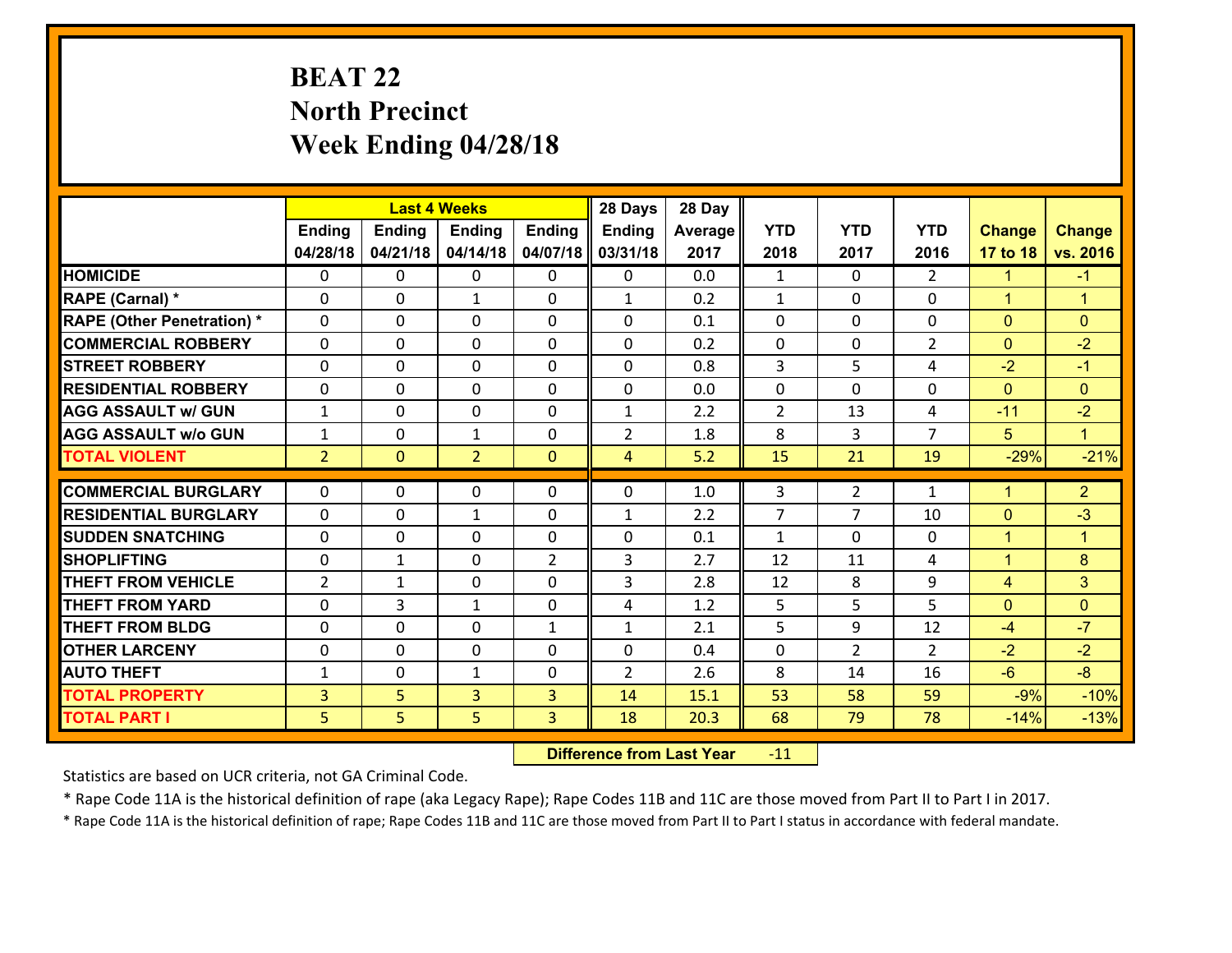# BEAT 22
## North Precinct
## Week Ending 04/28/18

| | Last 4 Weeks | | | | 28 Days | 28 Day | | | | | |
|---|---|---|---|---|---|---|---|---|---|---|---|
| | Ending 04/28/18 | Ending 04/21/18 | Ending 04/14/18 | Ending 04/07/18 | Ending 03/31/18 | Average 2017 | YTD 2018 | YTD 2017 | YTD 2016 | Change 17 to 18 | Change vs. 2016 |
| HOMICIDE | 0 | 0 | 0 | 0 | 0 | 0.0 | 1 | 0 | 2 | 1 | -1 |
| RAPE (Carnal) * | 0 | 0 | 1 | 0 | 1 | 0.2 | 1 | 0 | 0 | 1 | 1 |
| RAPE (Other Penetration) * | 0 | 0 | 0 | 0 | 0 | 0.1 | 0 | 0 | 0 | 0 | 0 |
| COMMERCIAL ROBBERY | 0 | 0 | 0 | 0 | 0 | 0.2 | 0 | 0 | 2 | 0 | -2 |
| STREET ROBBERY | 0 | 0 | 0 | 0 | 0 | 0.8 | 3 | 5 | 4 | -2 | -1 |
| RESIDENTIAL ROBBERY | 0 | 0 | 0 | 0 | 0 | 0.0 | 0 | 0 | 0 | 0 | 0 |
| AGG ASSAULT w/ GUN | 1 | 0 | 0 | 0 | 1 | 2.2 | 2 | 13 | 4 | -11 | -2 |
| AGG ASSAULT w/o GUN | 1 | 0 | 1 | 0 | 2 | 1.8 | 8 | 3 | 7 | 5 | 1 |
| TOTAL VIOLENT | 2 | 0 | 2 | 0 | 4 | 5.2 | 15 | 21 | 19 | -29% | -21% |
| COMMERCIAL BURGLARY | 0 | 0 | 0 | 0 | 0 | 1.0 | 3 | 2 | 1 | 1 | 2 |
| RESIDENTIAL BURGLARY | 0 | 0 | 1 | 0 | 1 | 2.2 | 7 | 7 | 10 | 0 | -3 |
| SUDDEN SNATCHING | 0 | 0 | 0 | 0 | 0 | 0.1 | 1 | 0 | 0 | 1 | 1 |
| SHOPLIFTING | 0 | 1 | 0 | 2 | 3 | 2.7 | 12 | 11 | 4 | 1 | 8 |
| THEFT FROM VEHICLE | 2 | 1 | 0 | 0 | 3 | 2.8 | 12 | 8 | 9 | 4 | 3 |
| THEFT FROM YARD | 0 | 3 | 1 | 0 | 4 | 1.2 | 5 | 5 | 5 | 0 | 0 |
| THEFT FROM BLDG | 0 | 0 | 0 | 1 | 1 | 2.1 | 5 | 9 | 12 | -4 | -7 |
| OTHER LARCENY | 0 | 0 | 0 | 0 | 0 | 0.4 | 0 | 2 | 2 | -2 | -2 |
| AUTO THEFT | 1 | 0 | 1 | 0 | 2 | 2.6 | 8 | 14 | 16 | -6 | -8 |
| TOTAL PROPERTY | 3 | 5 | 3 | 3 | 14 | 15.1 | 53 | 58 | 59 | -9% | -10% |
| TOTAL PART I | 5 | 5 | 5 | 3 | 18 | 20.3 | 68 | 79 | 78 | -14% | -13% |

**Difference from Last Year** -11

Statistics are based on UCR criteria, not GA Criminal Code.

* Rape Code 11A is the historical definition of rape (aka Legacy Rape); Rape Codes 11B and 11C are those moved from Part II to Part I in 2017.

* Rape Code 11A is the historical definition of rape; Rape Codes 11B and 11C are those moved from Part II to Part I status in accordance with federal mandate.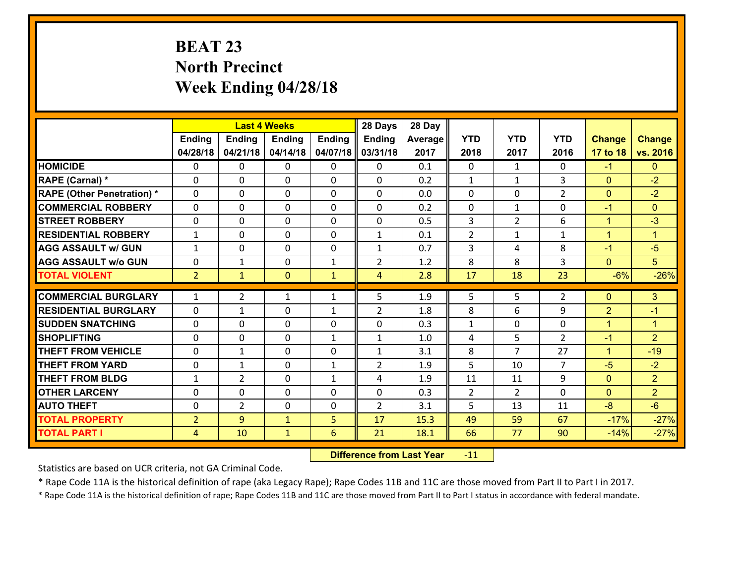# BEAT 23
# North Precinct
# Week Ending 04/28/18

| | Last 4 Weeks | | | | 28 Days | 28 Day | | | | | |
|---|---|---|---|---|---|---|---|---|---|---|---|
| | Ending 04/28/18 | Ending 04/21/18 | Ending 04/14/18 | Ending 04/07/18 | Ending 03/31/18 | Average 2017 | YTD 2018 | YTD 2017 | YTD 2016 | Change 17 to 18 | Change vs. 2016 |
| HOMICIDE | 0 | 0 | 0 | 0 | 0 | 0.1 | 0 | 1 | 0 | -1 | 0 |
| RAPE (Carnal) * | 0 | 0 | 0 | 0 | 0 | 0.2 | 1 | 1 | 3 | 0 | -2 |
| RAPE (Other Penetration) * | 0 | 0 | 0 | 0 | 0 | 0.0 | 0 | 0 | 2 | 0 | -2 |
| COMMERCIAL ROBBERY | 0 | 0 | 0 | 0 | 0 | 0.2 | 0 | 1 | 0 | -1 | 0 |
| STREET ROBBERY | 0 | 0 | 0 | 0 | 0 | 0.5 | 3 | 2 | 6 | 1 | -3 |
| RESIDENTIAL ROBBERY | 1 | 0 | 0 | 0 | 1 | 0.1 | 2 | 1 | 1 | 1 | 1 |
| AGG ASSAULT w/ GUN | 1 | 0 | 0 | 0 | 1 | 0.7 | 3 | 4 | 8 | -1 | -5 |
| AGG ASSAULT w/o GUN | 0 | 1 | 0 | 1 | 2 | 1.2 | 8 | 8 | 3 | 0 | 5 |
| TOTAL VIOLENT | 2 | 1 | 0 | 1 | 4 | 2.8 | 17 | 18 | 23 | -6% | -26% |
| COMMERCIAL BURGLARY | 1 | 2 | 1 | 1 | 5 | 1.9 | 5 | 5 | 2 | 0 | 3 |
| RESIDENTIAL BURGLARY | 0 | 1 | 0 | 1 | 2 | 1.8 | 8 | 6 | 9 | 2 | -1 |
| SUDDEN SNATCHING | 0 | 0 | 0 | 0 | 0 | 0.3 | 1 | 0 | 0 | 1 | 1 |
| SHOPLIFTING | 0 | 0 | 0 | 1 | 1 | 1.0 | 4 | 5 | 2 | -1 | 2 |
| THEFT FROM VEHICLE | 0 | 1 | 0 | 0 | 1 | 3.1 | 8 | 7 | 27 | 1 | -19 |
| THEFT FROM YARD | 0 | 1 | 0 | 1 | 2 | 1.9 | 5 | 10 | 7 | -5 | -2 |
| THEFT FROM BLDG | 1 | 2 | 0 | 1 | 4 | 1.9 | 11 | 11 | 9 | 0 | 2 |
| OTHER LARCENY | 0 | 0 | 0 | 0 | 0 | 0.3 | 2 | 2 | 0 | 0 | 2 |
| AUTO THEFT | 0 | 2 | 0 | 0 | 2 | 3.1 | 5 | 13 | 11 | -8 | -6 |
| TOTAL PROPERTY | 2 | 9 | 1 | 5 | 17 | 15.3 | 49 | 59 | 67 | -17% | -27% |
| TOTAL PART I | 4 | 10 | 1 | 6 | 21 | 18.1 | 66 | 77 | 90 | -14% | -27% |

**Difference from Last Year** -11

Statistics are based on UCR criteria, not GA Criminal Code.

* Rape Code 11A is the historical definition of rape (aka Legacy Rape); Rape Codes 11B and 11C are those moved from Part II to Part I in 2017.

* Rape Code 11A is the historical definition of rape; Rape Codes 11B and 11C are those moved from Part II to Part I status in accordance with federal mandate.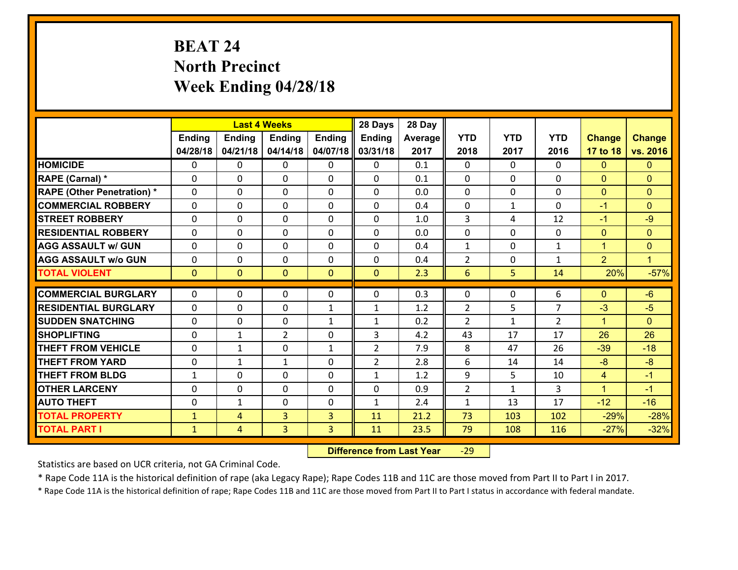# BEAT 24
# North Precinct
# Week Ending 04/28/18

| | Last 4 Weeks | | | | 28 Days | 28 Day | | | | | |
|---|---|---|---|---|---|---|---|---|---|---|---|
| | Ending 04/28/18 | Ending 04/21/18 | Ending 04/14/18 | Ending 04/07/18 | Ending 03/31/18 | Average 2017 | YTD 2018 | YTD 2017 | YTD 2016 | Change 17 to 18 | Change vs. 2016 |
| HOMICIDE | 0 | 0 | 0 | 0 | 0 | 0.1 | 0 | 0 | 0 | 0 | 0 |
| RAPE (Carnal) * | 0 | 0 | 0 | 0 | 0 | 0.1 | 0 | 0 | 0 | 0 | 0 |
| RAPE (Other Penetration) * | 0 | 0 | 0 | 0 | 0 | 0.0 | 0 | 0 | 0 | 0 | 0 |
| COMMERCIAL ROBBERY | 0 | 0 | 0 | 0 | 0 | 0.4 | 0 | 1 | 0 | -1 | 0 |
| STREET ROBBERY | 0 | 0 | 0 | 0 | 0 | 1.0 | 3 | 4 | 12 | -1 | -9 |
| RESIDENTIAL ROBBERY | 0 | 0 | 0 | 0 | 0 | 0.0 | 0 | 0 | 0 | 0 | 0 |
| AGG ASSAULT w/ GUN | 0 | 0 | 0 | 0 | 0 | 0.4 | 1 | 0 | 1 | 1 | 0 |
| AGG ASSAULT w/o GUN | 0 | 0 | 0 | 0 | 0 | 0.4 | 2 | 0 | 1 | 2 | 1 |
| TOTAL VIOLENT | 0 | 0 | 0 | 0 | 0 | 2.3 | 6 | 5 | 14 | 20% | -57% |
| COMMERCIAL BURGLARY | 0 | 0 | 0 | 0 | 0 | 0.3 | 0 | 0 | 6 | 0 | -6 |
| RESIDENTIAL BURGLARY | 0 | 0 | 0 | 1 | 1 | 1.2 | 2 | 5 | 7 | -3 | -5 |
| SUDDEN SNATCHING | 0 | 0 | 0 | 1 | 1 | 0.2 | 2 | 1 | 2 | 1 | 0 |
| SHOPLIFTING | 0 | 1 | 2 | 0 | 3 | 4.2 | 43 | 17 | 17 | 26 | 26 |
| THEFT FROM VEHICLE | 0 | 1 | 0 | 1 | 2 | 7.9 | 8 | 47 | 26 | -39 | -18 |
| THEFT FROM YARD | 0 | 1 | 1 | 0 | 2 | 2.8 | 6 | 14 | 14 | -8 | -8 |
| THEFT FROM BLDG | 1 | 0 | 0 | 0 | 1 | 1.2 | 9 | 5 | 10 | 4 | -1 |
| OTHER LARCENY | 0 | 0 | 0 | 0 | 0 | 0.9 | 2 | 1 | 3 | 1 | -1 |
| AUTO THEFT | 0 | 1 | 0 | 0 | 1 | 2.4 | 1 | 13 | 17 | -12 | -16 |
| TOTAL PROPERTY | 1 | 4 | 3 | 3 | 11 | 21.2 | 73 | 103 | 102 | -29% | -28% |
| TOTAL PART I | 1 | 4 | 3 | 3 | 11 | 23.5 | 79 | 108 | 116 | -27% | -32% |

**Difference from Last Year** -29

Statistics are based on UCR criteria, not GA Criminal Code.

* Rape Code 11A is the historical definition of rape (aka Legacy Rape); Rape Codes 11B and 11C are those moved from Part II to Part I in 2017.

* Rape Code 11A is the historical definition of rape; Rape Codes 11B and 11C are those moved from Part II to Part I status in accordance with federal mandate.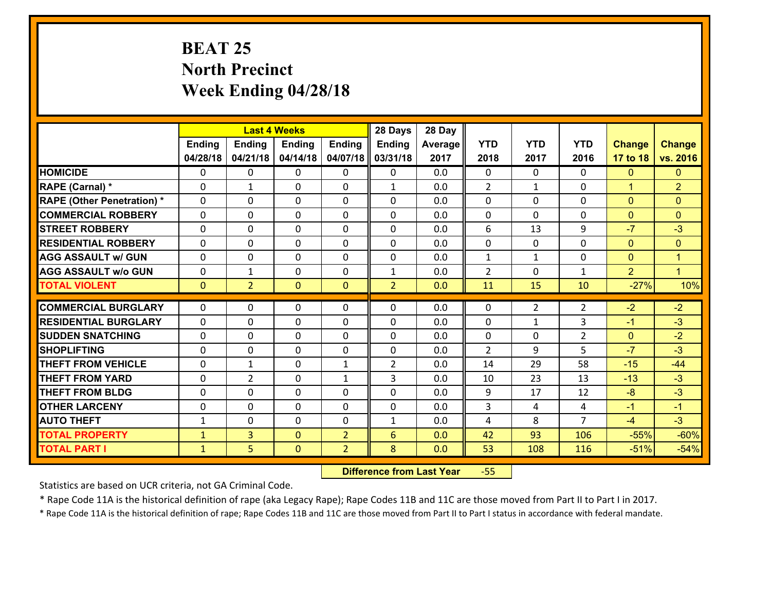# BEAT 25
## North Precinct
## Week Ending 04/28/18

| | Last 4 Weeks | | | | 28 Days | 28 Day | | | | | |
|---|---|---|---|---|---|---|---|---|---|---|---|
| | Ending 04/28/18 | Ending 04/21/18 | Ending 04/14/18 | Ending 04/07/18 | Ending 03/31/18 | Average 2017 | YTD 2018 | YTD 2017 | YTD 2016 | Change 17 to 18 | Change vs. 2016 |
| HOMICIDE | 0 | 0 | 0 | 0 | 0 | 0.0 | 0 | 0 | 0 | 0 | 0 |
| RAPE (Carnal) * | 0 | 1 | 0 | 0 | 1 | 0.0 | 2 | 1 | 0 | 1 | 2 |
| RAPE (Other Penetration) * | 0 | 0 | 0 | 0 | 0 | 0.0 | 0 | 0 | 0 | 0 | 0 |
| COMMERCIAL ROBBERY | 0 | 0 | 0 | 0 | 0 | 0.0 | 0 | 0 | 0 | 0 | 0 |
| STREET ROBBERY | 0 | 0 | 0 | 0 | 0 | 0.0 | 6 | 13 | 9 | -7 | -3 |
| RESIDENTIAL ROBBERY | 0 | 0 | 0 | 0 | 0 | 0.0 | 0 | 0 | 0 | 0 | 0 |
| AGG ASSAULT w/ GUN | 0 | 0 | 0 | 0 | 0 | 0.0 | 1 | 1 | 0 | 0 | 1 |
| AGG ASSAULT w/o GUN | 0 | 1 | 0 | 0 | 1 | 0.0 | 2 | 0 | 1 | 2 | 1 |
| TOTAL VIOLENT | 0 | 2 | 0 | 0 | 2 | 0.0 | 11 | 15 | 10 | -27% | 10% |
| COMMERCIAL BURGLARY | 0 | 0 | 0 | 0 | 0 | 0.0 | 0 | 2 | 2 | -2 | -2 |
| RESIDENTIAL BURGLARY | 0 | 0 | 0 | 0 | 0 | 0.0 | 0 | 1 | 3 | -1 | -3 |
| SUDDEN SNATCHING | 0 | 0 | 0 | 0 | 0 | 0.0 | 0 | 0 | 2 | 0 | -2 |
| SHOPLIFTING | 0 | 0 | 0 | 0 | 0 | 0.0 | 2 | 9 | 5 | -7 | -3 |
| THEFT FROM VEHICLE | 0 | 1 | 0 | 1 | 2 | 0.0 | 14 | 29 | 58 | -15 | -44 |
| THEFT FROM YARD | 0 | 2 | 0 | 1 | 3 | 0.0 | 10 | 23 | 13 | -13 | -3 |
| THEFT FROM BLDG | 0 | 0 | 0 | 0 | 0 | 0.0 | 9 | 17 | 12 | -8 | -3 |
| OTHER LARCENY | 0 | 0 | 0 | 0 | 0 | 0.0 | 3 | 4 | 4 | -1 | -1 |
| AUTO THEFT | 1 | 0 | 0 | 0 | 1 | 0.0 | 4 | 8 | 7 | -4 | -3 |
| TOTAL PROPERTY | 1 | 3 | 0 | 2 | 6 | 0.0 | 42 | 93 | 106 | -55% | -60% |
| TOTAL PART I | 1 | 5 | 0 | 2 | 8 | 0.0 | 53 | 108 | 116 | -51% | -54% |

**Difference from Last Year** -55

Statistics are based on UCR criteria, not GA Criminal Code.

* Rape Code 11A is the historical definition of rape (aka Legacy Rape); Rape Codes 11B and 11C are those moved from Part II to Part I in 2017.

* Rape Code 11A is the historical definition of rape; Rape Codes 11B and 11C are those moved from Part II to Part I status in accordance with federal mandate.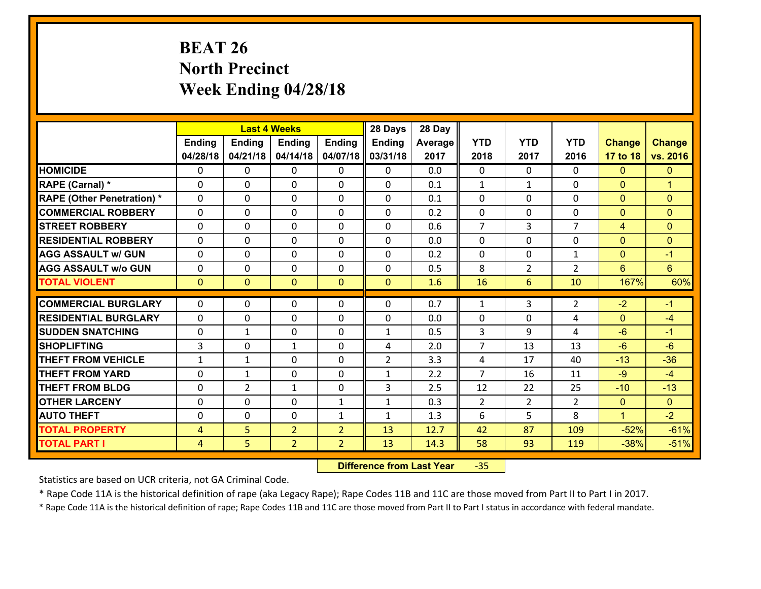# BEAT 26
## North Precinct
## Week Ending 04/28/18

| | Last 4 Weeks | | | | 28 Days | 28 Day | | | | | |
|---|---|---|---|---|---|---|---|---|---|---|---|
| | Ending 04/28/18 | Ending 04/21/18 | Ending 04/14/18 | Ending 04/07/18 | Ending 03/31/18 | Average 2017 | YTD 2018 | YTD 2017 | YTD 2016 | Change 17 to 18 | Change vs. 2016 |
| HOMICIDE | 0 | 0 | 0 | 0 | 0 | 0.0 | 0 | 0 | 0 | 0 | 0 |
| RAPE (Carnal) * | 0 | 0 | 0 | 0 | 0 | 0.1 | 1 | 1 | 0 | 0 | 1 |
| RAPE (Other Penetration) * | 0 | 0 | 0 | 0 | 0 | 0.1 | 0 | 0 | 0 | 0 | 0 |
| COMMERCIAL ROBBERY | 0 | 0 | 0 | 0 | 0 | 0.2 | 0 | 0 | 0 | 0 | 0 |
| STREET ROBBERY | 0 | 0 | 0 | 0 | 0 | 0.6 | 7 | 3 | 7 | 4 | 0 |
| RESIDENTIAL ROBBERY | 0 | 0 | 0 | 0 | 0 | 0.0 | 0 | 0 | 0 | 0 | 0 |
| AGG ASSAULT w/ GUN | 0 | 0 | 0 | 0 | 0 | 0.2 | 0 | 0 | 1 | 0 | -1 |
| AGG ASSAULT w/o GUN | 0 | 0 | 0 | 0 | 0 | 0.5 | 8 | 2 | 2 | 6 | 6 |
| **TOTAL VIOLENT** | 0 | 0 | 0 | 0 | 0 | 1.6 | 16 | 6 | 10 | 167% | 60% |
| COMMERCIAL BURGLARY | 0 | 0 | 0 | 0 | 0 | 0.7 | 1 | 3 | 2 | -2 | -1 |
| RESIDENTIAL BURGLARY | 0 | 0 | 0 | 0 | 0 | 0.0 | 0 | 0 | 4 | 0 | -4 |
| SUDDEN SNATCHING | 0 | 1 | 0 | 0 | 1 | 0.5 | 3 | 9 | 4 | -6 | -1 |
| SHOPLIFTING | 3 | 0 | 1 | 0 | 4 | 2.0 | 7 | 13 | 13 | -6 | -6 |
| THEFT FROM VEHICLE | 1 | 1 | 0 | 0 | 2 | 3.3 | 4 | 17 | 40 | -13 | -36 |
| THEFT FROM YARD | 0 | 1 | 0 | 0 | 1 | 2.2 | 7 | 16 | 11 | -9 | -4 |
| THEFT FROM BLDG | 0 | 2 | 1 | 0 | 3 | 2.5 | 12 | 22 | 25 | -10 | -13 |
| OTHER LARCENY | 0 | 0 | 0 | 1 | 1 | 0.3 | 2 | 2 | 2 | 0 | 0 |
| AUTO THEFT | 0 | 0 | 0 | 1 | 1 | 1.3 | 6 | 5 | 8 | 1 | -2 |
| **TOTAL PROPERTY** | 4 | 5 | 2 | 2 | 13 | 12.7 | 42 | 87 | 109 | -52% | -61% |
| **TOTAL PART I** | 4 | 5 | 2 | 2 | 13 | 14.3 | 58 | 93 | 119 | -38% | -51% |

**Difference from Last Year** -35

Statistics are based on UCR criteria, not GA Criminal Code.

* Rape Code 11A is the historical definition of rape (aka Legacy Rape); Rape Codes 11B and 11C are those moved from Part II to Part I in 2017.

* Rape Code 11A is the historical definition of rape; Rape Codes 11B and 11C are those moved from Part II to Part I status in accordance with federal mandate.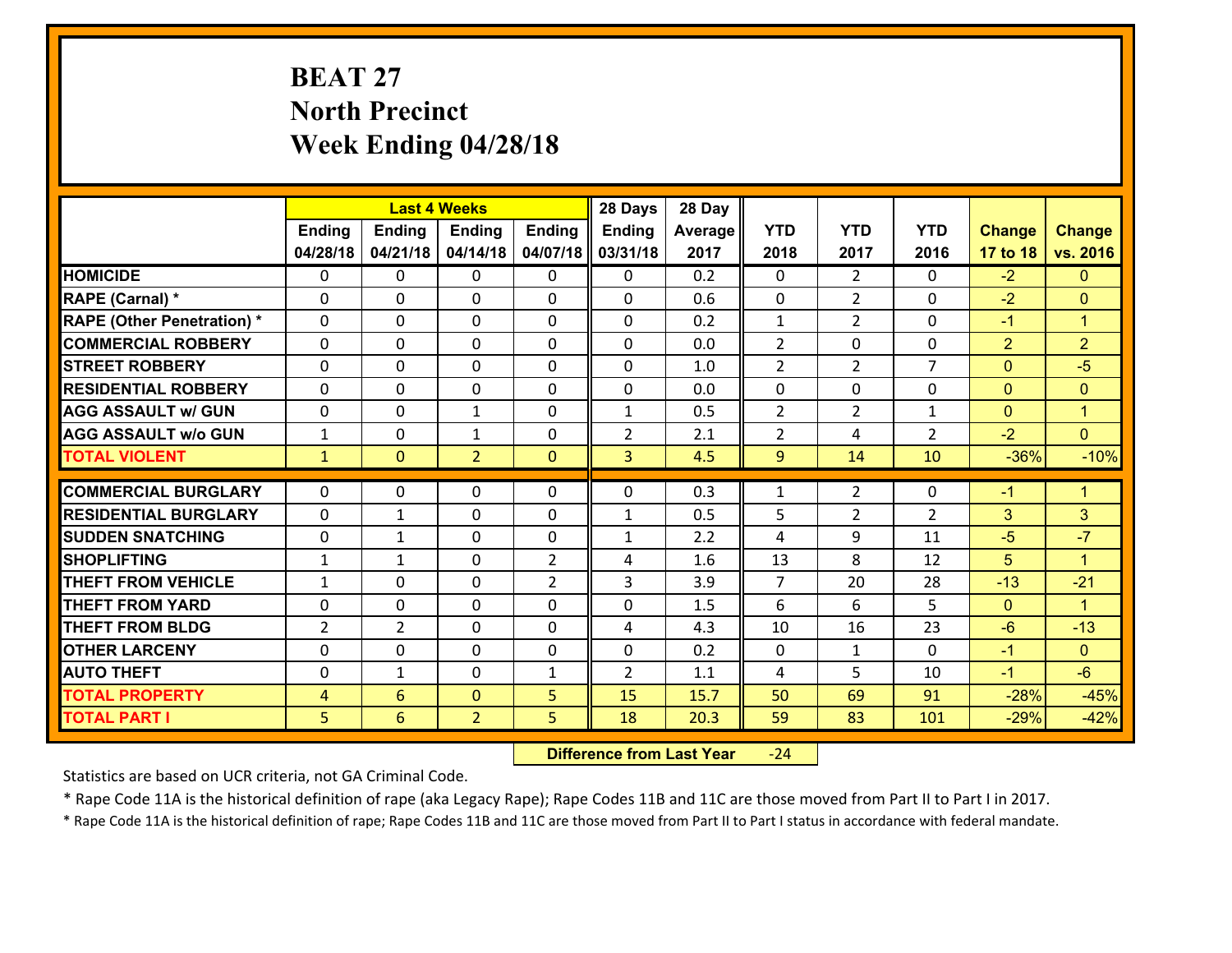# BEAT 27
## North Precinct
## Week Ending 04/28/18

| | Last 4 Weeks | | | | 28 Days | 28 Day | | | | | |
|---|---|---|---|---|---|---|---|---|---|---|---|
| | Ending 04/28/18 | Ending 04/21/18 | Ending 04/14/18 | Ending 04/07/18 | Ending 03/31/18 | Average 2017 | YTD 2018 | YTD 2017 | YTD 2016 | Change 17 to 18 | Change vs. 2016 |
| HOMICIDE | 0 | 0 | 0 | 0 | 0 | 0.2 | 0 | 2 | 0 | -2 | 0 |
| RAPE (Carnal) * | 0 | 0 | 0 | 0 | 0 | 0.6 | 0 | 2 | 0 | -2 | 0 |
| RAPE (Other Penetration) * | 0 | 0 | 0 | 0 | 0 | 0.2 | 1 | 2 | 0 | -1 | 1 |
| COMMERCIAL ROBBERY | 0 | 0 | 0 | 0 | 0 | 0.0 | 2 | 0 | 0 | 2 | 2 |
| STREET ROBBERY | 0 | 0 | 0 | 0 | 0 | 1.0 | 2 | 2 | 7 | 0 | -5 |
| RESIDENTIAL ROBBERY | 0 | 0 | 0 | 0 | 0 | 0.0 | 0 | 0 | 0 | 0 | 0 |
| AGG ASSAULT w/ GUN | 0 | 0 | 1 | 0 | 1 | 0.5 | 2 | 2 | 1 | 0 | 1 |
| AGG ASSAULT w/o GUN | 1 | 0 | 1 | 0 | 2 | 2.1 | 2 | 4 | 2 | -2 | 0 |
| TOTAL VIOLENT | 1 | 0 | 2 | 0 | 3 | 4.5 | 9 | 14 | 10 | -36% | -10% |
| COMMERCIAL BURGLARY | 0 | 0 | 0 | 0 | 0 | 0.3 | 1 | 2 | 0 | -1 | 1 |
| RESIDENTIAL BURGLARY | 0 | 1 | 0 | 0 | 1 | 0.5 | 5 | 2 | 2 | 3 | 3 |
| SUDDEN SNATCHING | 0 | 1 | 0 | 0 | 1 | 2.2 | 4 | 9 | 11 | -5 | -7 |
| SHOPLIFTING | 1 | 1 | 0 | 2 | 4 | 1.6 | 13 | 8 | 12 | 5 | 1 |
| THEFT FROM VEHICLE | 1 | 0 | 0 | 2 | 3 | 3.9 | 7 | 20 | 28 | -13 | -21 |
| THEFT FROM YARD | 0 | 0 | 0 | 0 | 0 | 1.5 | 6 | 6 | 5 | 0 | 1 |
| THEFT FROM BLDG | 2 | 2 | 0 | 0 | 4 | 4.3 | 10 | 16 | 23 | -6 | -13 |
| OTHER LARCENY | 0 | 0 | 0 | 0 | 0 | 0.2 | 0 | 1 | 0 | -1 | 0 |
| AUTO THEFT | 0 | 1 | 0 | 1 | 2 | 1.1 | 4 | 5 | 10 | -1 | -6 |
| TOTAL PROPERTY | 4 | 6 | 0 | 5 | 15 | 15.7 | 50 | 69 | 91 | -28% | -45% |
| TOTAL PART I | 5 | 6 | 2 | 5 | 18 | 20.3 | 59 | 83 | 101 | -29% | -42% |

**Difference from Last Year** -24

Statistics are based on UCR criteria, not GA Criminal Code.

* Rape Code 11A is the historical definition of rape (aka Legacy Rape); Rape Codes 11B and 11C are those moved from Part II to Part I in 2017.

* Rape Code 11A is the historical definition of rape; Rape Codes 11B and 11C are those moved from Part II to Part I status in accordance with federal mandate.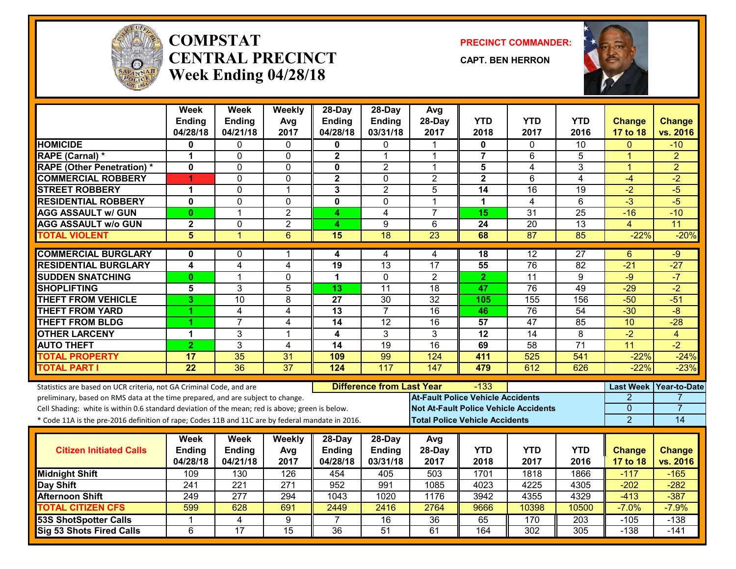# COMPSTAT CENTRAL PRECINCT Week Ending 04/28/18

**PRECINCT COMMANDER:** CAPT. BEN HERRON

| | Week Ending 04/28/18 | Week Ending 04/21/18 | Weekly Avg 2017 | 28-Day Ending 04/28/18 | 28-Day Ending 03/31/18 | Avg 28-Day 2017 | YTD 2018 | YTD 2017 | YTD 2016 | Change 17 to 18 | Change vs. 2016 |
|---|---|---|---|---|---|---|---|---|---|---|---|
| HOMICIDE | 0 | 0 | 0 | 0 | 0 | 1 | 0 | 0 | 10 | 0 | -10 |
| RAPE (Carnal) * | 1 | 0 | 0 | 2 | 1 | 1 | 7 | 6 | 5 | 1 | 2 |
| RAPE (Other Penetration) * | 0 | 0 | 0 | 0 | 2 | 1 | 5 | 4 | 3 | 1 | 2 |
| COMMERCIAL ROBBERY | 1 | 0 | 0 | 2 | 0 | 2 | 2 | 6 | 4 | -4 | -2 |
| STREET ROBBERY | 1 | 0 | 1 | 3 | 2 | 5 | 14 | 16 | 19 | -2 | -5 |
| RESIDENTIAL ROBBERY | 0 | 0 | 0 | 0 | 0 | 1 | 1 | 4 | 6 | -3 | -5 |
| AGG ASSAULT w/ GUN | 0 | 1 | 2 | 4 | 4 | 7 | 15 | 31 | 25 | -16 | -10 |
| AGG ASSAULT w/o GUN | 2 | 0 | 2 | 4 | 9 | 6 | 24 | 20 | 13 | 4 | 11 |
| TOTAL VIOLENT | 5 | 1 | 6 | 15 | 18 | 23 | 68 | 87 | 85 | -22% | -20% |
| COMMERCIAL BURGLARY | 0 | 0 | 1 | 4 | 4 | 4 | 18 | 12 | 27 | 6 | -9 |
| RESIDENTIAL BURGLARY | 4 | 4 | 4 | 19 | 13 | 17 | 55 | 76 | 82 | -21 | -27 |
| SUDDEN SNATCHING | 0 | 1 | 0 | 1 | 0 | 2 | 2 | 11 | 9 | -9 | -7 |
| SHOPLIFTING | 5 | 3 | 5 | 13 | 11 | 18 | 47 | 76 | 49 | -29 | -2 |
| THEFT FROM VEHICLE | 3 | 10 | 8 | 27 | 30 | 32 | 105 | 155 | 156 | -50 | -51 |
| THEFT FROM YARD | 1 | 4 | 4 | 13 | 7 | 16 | 46 | 76 | 54 | -30 | -8 |
| THEFT FROM BLDG | 1 | 7 | 4 | 14 | 12 | 16 | 57 | 47 | 85 | 10 | -28 |
| OTHER LARCENY | 1 | 3 | 1 | 4 | 3 | 3 | 12 | 14 | 8 | -2 | 4 |
| AUTO THEFT | 2 | 3 | 4 | 14 | 19 | 16 | 69 | 58 | 71 | 11 | -2 |
| TOTAL PROPERTY | 17 | 35 | 31 | 109 | 99 | 124 | 411 | 525 | 541 | -22% | -24% |
| TOTAL PART I | 22 | 36 | 37 | 124 | 117 | 147 | 479 | 612 | 626 | -22% | -23% |

Statistics are based on UCR criteria, not GA Criminal Code, and are preliminary, based on RMS data at the time prepared, and are subject to change.
Cell Shading: white is within 0.6 standard deviation of the mean; red is above; green is below.
* Code 11A is the pre-2016 definition of rape; Codes 11B and 11C are by federal mandate in 2016.

**Difference from Last Year:** -133

| | Last Week | Year-to-Date |
|---|---|---|
| At-Fault Police Vehicle Accidents | 2 | 7 |
| Not At-Fault Police Vehicle Accidents | 0 | 7 |
| Total Police Vehicle Accidents | 2 | 14 |

| Citizen Initiated Calls | Week Ending 04/28/18 | Week Ending 04/21/18 | Weekly Avg 2017 | 28-Day Ending 04/28/18 | 28-Day Ending 03/31/18 | Avg 28-Day 2017 | YTD 2018 | YTD 2017 | YTD 2016 | Change 17 to 18 | Change vs. 2016 |
|---|---|---|---|---|---|---|---|---|---|---|---|
| Midnight Shift | 109 | 130 | 126 | 454 | 405 | 503 | 1701 | 1818 | 1866 | -117 | -165 |
| Day Shift | 241 | 221 | 271 | 952 | 991 | 1085 | 4023 | 4225 | 4305 | -202 | -282 |
| Afternoon Shift | 249 | 277 | 294 | 1043 | 1020 | 1176 | 3942 | 4355 | 4329 | -413 | -387 |
| TOTAL CITIZEN CFS | 599 | 628 | 691 | 2449 | 2416 | 2764 | 9666 | 10398 | 10500 | -7.0% | -7.9% |
| 53S ShotSpotter Calls | 1 | 4 | 9 | 7 | 16 | 36 | 65 | 170 | 203 | -105 | -138 |
| Sig 53 Shots Fired Calls | 6 | 17 | 15 | 36 | 51 | 61 | 164 | 302 | 305 | -138 | -141 |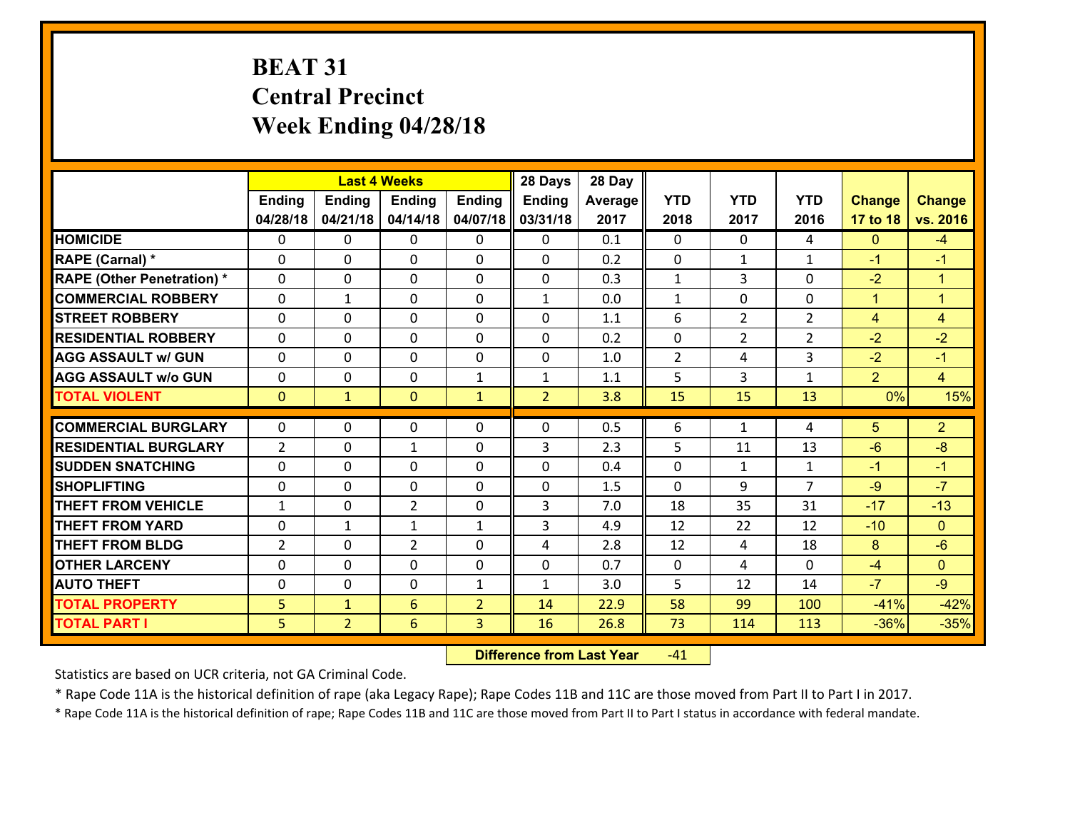# BEAT 31
## Central Precinct
## Week Ending 04/28/18

| | Last 4 Weeks | | | | 28 Days | 28 Day | | | | | |
|---|---|---|---|---|---|---|---|---|---|---|---|
| | Ending 04/28/18 | Ending 04/21/18 | Ending 04/14/18 | Ending 04/07/18 | Ending 03/31/18 | Average 2017 | YTD 2018 | YTD 2017 | YTD 2016 | Change 17 to 18 | Change vs. 2016 |
| HOMICIDE | 0 | 0 | 0 | 0 | 0 | 0.1 | 0 | 0 | 4 | 0 | -4 |
| RAPE (Carnal) * | 0 | 0 | 0 | 0 | 0 | 0.2 | 0 | 1 | 1 | -1 | -1 |
| RAPE (Other Penetration) * | 0 | 0 | 0 | 0 | 0 | 0.3 | 1 | 3 | 0 | -2 | 1 |
| COMMERCIAL ROBBERY | 0 | 1 | 0 | 0 | 1 | 0.0 | 1 | 0 | 0 | 1 | 1 |
| STREET ROBBERY | 0 | 0 | 0 | 0 | 0 | 1.1 | 6 | 2 | 2 | 4 | 4 |
| RESIDENTIAL ROBBERY | 0 | 0 | 0 | 0 | 0 | 0.2 | 0 | 2 | 2 | -2 | -2 |
| AGG ASSAULT w/ GUN | 0 | 0 | 0 | 0 | 0 | 1.0 | 2 | 4 | 3 | -2 | -1 |
| AGG ASSAULT w/o GUN | 0 | 0 | 0 | 1 | 1 | 1.1 | 5 | 3 | 1 | 2 | 4 |
| TOTAL VIOLENT | 0 | 1 | 0 | 1 | 2 | 3.8 | 15 | 15 | 13 | 0% | 15% |
| COMMERCIAL BURGLARY | 0 | 0 | 0 | 0 | 0 | 0.5 | 6 | 1 | 4 | 5 | 2 |
| RESIDENTIAL BURGLARY | 2 | 0 | 1 | 0 | 3 | 2.3 | 5 | 11 | 13 | -6 | -8 |
| SUDDEN SNATCHING | 0 | 0 | 0 | 0 | 0 | 0.4 | 0 | 1 | 1 | -1 | -1 |
| SHOPLIFTING | 0 | 0 | 0 | 0 | 0 | 1.5 | 0 | 9 | 7 | -9 | -7 |
| THEFT FROM VEHICLE | 1 | 0 | 2 | 0 | 3 | 7.0 | 18 | 35 | 31 | -17 | -13 |
| THEFT FROM YARD | 0 | 1 | 1 | 1 | 3 | 4.9 | 12 | 22 | 12 | -10 | 0 |
| THEFT FROM BLDG | 2 | 0 | 2 | 0 | 4 | 2.8 | 12 | 4 | 18 | 8 | -6 |
| OTHER LARCENY | 0 | 0 | 0 | 0 | 0 | 0.7 | 0 | 4 | 0 | -4 | 0 |
| AUTO THEFT | 0 | 0 | 0 | 1 | 1 | 3.0 | 5 | 12 | 14 | -7 | -9 |
| TOTAL PROPERTY | 5 | 1 | 6 | 2 | 14 | 22.9 | 58 | 99 | 100 | -41% | -42% |
| TOTAL PART I | 5 | 2 | 6 | 3 | 16 | 26.8 | 73 | 114 | 113 | -36% | -35% |

**Difference from Last Year** -41

Statistics are based on UCR criteria, not GA Criminal Code.

* Rape Code 11A is the historical definition of rape (aka Legacy Rape); Rape Codes 11B and 11C are those moved from Part II to Part I in 2017.

* Rape Code 11A is the historical definition of rape; Rape Codes 11B and 11C are those moved from Part II to Part I status in accordance with federal mandate.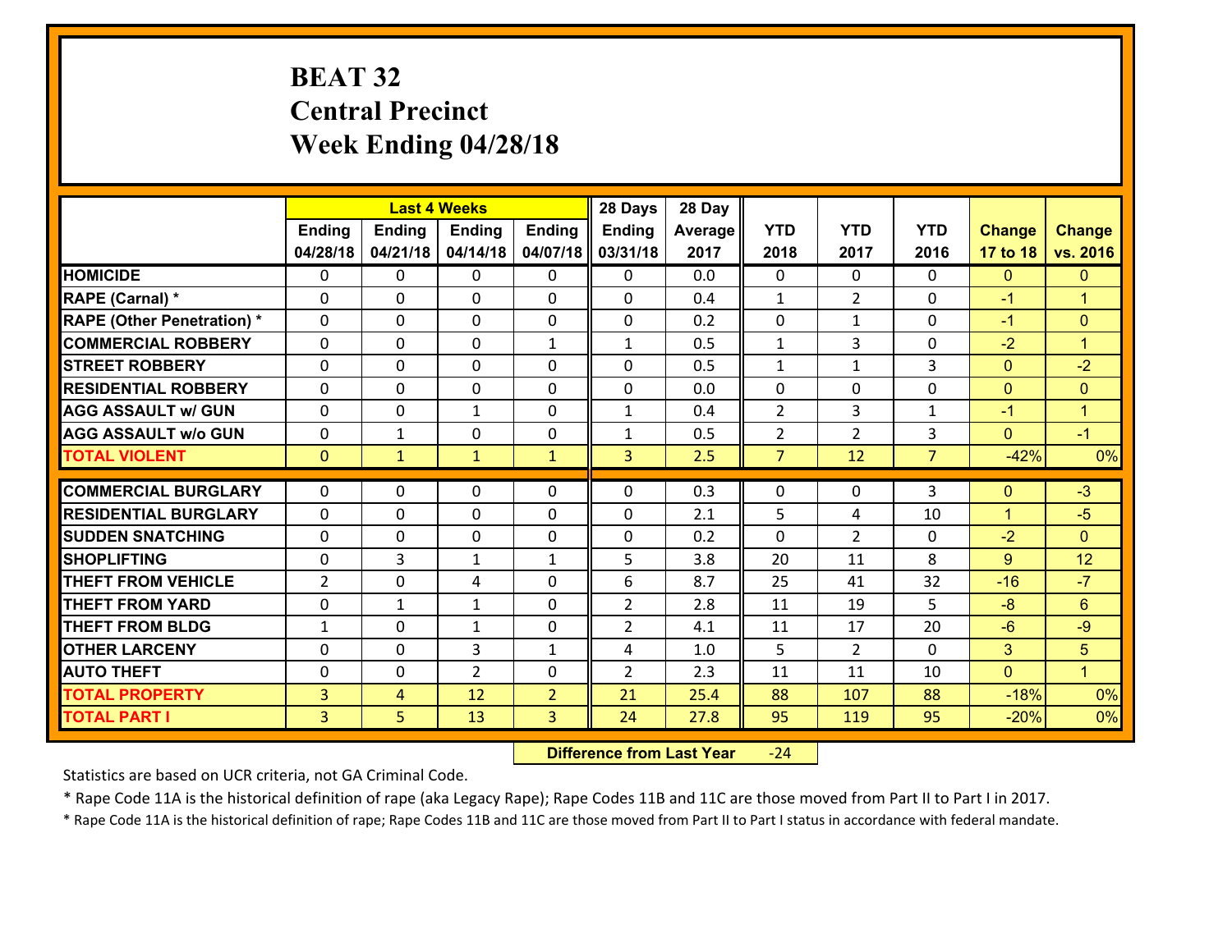# BEAT 32
## Central Precinct
## Week Ending 04/28/18

| | Last 4 Weeks | | | | 28 Days | 28 Day | | | | | |
|---|---|---|---|---|---|---|---|---|---|---|---|
| | Ending 04/28/18 | Ending 04/21/18 | Ending 04/14/18 | Ending 04/07/18 | Ending 03/31/18 | Average 2017 | YTD 2018 | YTD 2017 | YTD 2016 | Change 17 to 18 | Change vs. 2016 |
| **HOMICIDE** | 0 | 0 | 0 | 0 | 0 | 0.0 | 0 | 0 | 0 | 0 | 0 |
| **RAPE (Carnal) *** | 0 | 0 | 0 | 0 | 0 | 0.4 | 1 | 2 | 0 | -1 | 1 |
| **RAPE (Other Penetration) *** | 0 | 0 | 0 | 0 | 0 | 0.2 | 0 | 1 | 0 | -1 | 0 |
| **COMMERCIAL ROBBERY** | 0 | 0 | 0 | 1 | 1 | 0.5 | 1 | 3 | 0 | -2 | 1 |
| **STREET ROBBERY** | 0 | 0 | 0 | 0 | 0 | 0.5 | 1 | 1 | 3 | 0 | -2 |
| **RESIDENTIAL ROBBERY** | 0 | 0 | 0 | 0 | 0 | 0.0 | 0 | 0 | 0 | 0 | 0 |
| **AGG ASSAULT w/ GUN** | 0 | 0 | 1 | 0 | 1 | 0.4 | 2 | 3 | 1 | -1 | 1 |
| **AGG ASSAULT w/o GUN** | 0 | 1 | 0 | 0 | 1 | 0.5 | 2 | 2 | 3 | 0 | -1 |
| **TOTAL VIOLENT** | 0 | 1 | 1 | 1 | 3 | 2.5 | 7 | 12 | 7 | -42% | 0% |
| **COMMERCIAL BURGLARY** | 0 | 0 | 0 | 0 | 0 | 0.3 | 0 | 0 | 3 | 0 | -3 |
| **RESIDENTIAL BURGLARY** | 0 | 0 | 0 | 0 | 0 | 2.1 | 5 | 4 | 10 | 1 | -5 |
| **SUDDEN SNATCHING** | 0 | 0 | 0 | 0 | 0 | 0.2 | 0 | 2 | 0 | -2 | 0 |
| **SHOPLIFTING** | 0 | 3 | 1 | 1 | 5 | 3.8 | 20 | 11 | 8 | 9 | 12 |
| **THEFT FROM VEHICLE** | 2 | 0 | 4 | 0 | 6 | 8.7 | 25 | 41 | 32 | -16 | -7 |
| **THEFT FROM YARD** | 0 | 1 | 1 | 0 | 2 | 2.8 | 11 | 19 | 5 | -8 | 6 |
| **THEFT FROM BLDG** | 1 | 0 | 1 | 0 | 2 | 4.1 | 11 | 17 | 20 | -6 | -9 |
| **OTHER LARCENY** | 0 | 0 | 3 | 1 | 4 | 1.0 | 5 | 2 | 0 | 3 | 5 |
| **AUTO THEFT** | 0 | 0 | 2 | 0 | 2 | 2.3 | 11 | 11 | 10 | 0 | 1 |
| **TOTAL PROPERTY** | 3 | 4 | 12 | 2 | 21 | 25.4 | 88 | 107 | 88 | -18% | 0% |
| **TOTAL PART I** | 3 | 5 | 13 | 3 | 24 | 27.8 | 95 | 119 | 95 | -20% | 0% |

**Difference from Last Year** -24

Statistics are based on UCR criteria, not GA Criminal Code.

* Rape Code 11A is the historical definition of rape (aka Legacy Rape); Rape Codes 11B and 11C are those moved from Part II to Part I in 2017.

* Rape Code 11A is the historical definition of rape; Rape Codes 11B and 11C are those moved from Part II to Part I status in accordance with federal mandate.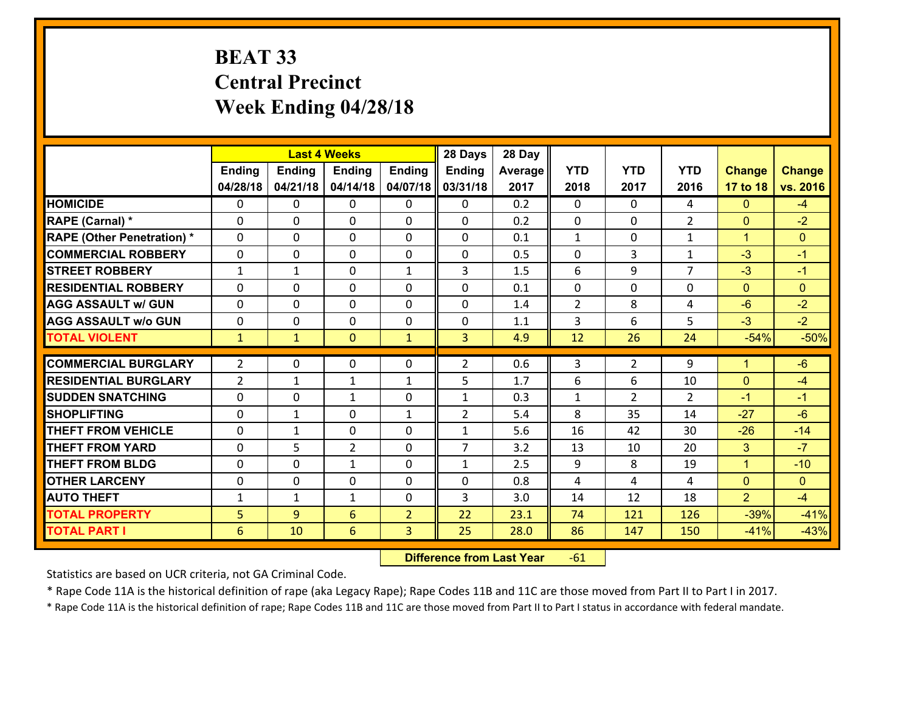# BEAT 33
## Central Precinct
## Week Ending 04/28/18

| | Last 4 Weeks | | | | 28 Days | 28 Day | | | | | |
|---|---|---|---|---|---|---|---|---|---|---|---|
| | Ending 04/28/18 | Ending 04/21/18 | Ending 04/14/18 | Ending 04/07/18 | Ending 03/31/18 | Average 2017 | YTD 2018 | YTD 2017 | YTD 2016 | Change 17 to 18 | Change vs. 2016 |
| **HOMICIDE** | 0 | 0 | 0 | 0 | 0 | 0.2 | 0 | 0 | 4 | 0 | -4 |
| **RAPE (Carnal) *** | 0 | 0 | 0 | 0 | 0 | 0.2 | 0 | 0 | 2 | 0 | -2 |
| **RAPE (Other Penetration) *** | 0 | 0 | 0 | 0 | 0 | 0.1 | 1 | 0 | 1 | 1 | 0 |
| **COMMERCIAL ROBBERY** | 0 | 0 | 0 | 0 | 0 | 0.5 | 0 | 3 | 1 | -3 | -1 |
| **STREET ROBBERY** | 1 | 1 | 0 | 1 | 3 | 1.5 | 6 | 9 | 7 | -3 | -1 |
| **RESIDENTIAL ROBBERY** | 0 | 0 | 0 | 0 | 0 | 0.1 | 0 | 0 | 0 | 0 | 0 |
| **AGG ASSAULT w/ GUN** | 0 | 0 | 0 | 0 | 0 | 1.4 | 2 | 8 | 4 | -6 | -2 |
| **AGG ASSAULT w/o GUN** | 0 | 0 | 0 | 0 | 0 | 1.1 | 3 | 6 | 5 | -3 | -2 |
| **TOTAL VIOLENT** | 1 | 1 | 0 | 1 | 3 | 4.9 | 12 | 26 | 24 | -54% | -50% |
| **COMMERCIAL BURGLARY** | 2 | 0 | 0 | 0 | 2 | 0.6 | 3 | 2 | 9 | 1 | -6 |
| **RESIDENTIAL BURGLARY** | 2 | 1 | 1 | 1 | 5 | 1.7 | 6 | 6 | 10 | 0 | -4 |
| **SUDDEN SNATCHING** | 0 | 0 | 1 | 0 | 1 | 0.3 | 1 | 2 | 2 | -1 | -1 |
| **SHOPLIFTING** | 0 | 1 | 0 | 1 | 2 | 5.4 | 8 | 35 | 14 | -27 | -6 |
| **THEFT FROM VEHICLE** | 0 | 1 | 0 | 0 | 1 | 5.6 | 16 | 42 | 30 | -26 | -14 |
| **THEFT FROM YARD** | 0 | 5 | 2 | 0 | 7 | 3.2 | 13 | 10 | 20 | 3 | -7 |
| **THEFT FROM BLDG** | 0 | 0 | 1 | 0 | 1 | 2.5 | 9 | 8 | 19 | 1 | -10 |
| **OTHER LARCENY** | 0 | 0 | 0 | 0 | 0 | 0.8 | 4 | 4 | 4 | 0 | 0 |
| **AUTO THEFT** | 1 | 1 | 1 | 0 | 3 | 3.0 | 14 | 12 | 18 | 2 | -4 |
| **TOTAL PROPERTY** | 5 | 9 | 6 | 2 | 22 | 23.1 | 74 | 121 | 126 | -39% | -41% |
| **TOTAL PART I** | 6 | 10 | 6 | 3 | 25 | 28.0 | 86 | 147 | 150 | -41% | -43% |

**Difference from Last Year** -61

Statistics are based on UCR criteria, not GA Criminal Code.

* Rape Code 11A is the historical definition of rape (aka Legacy Rape); Rape Codes 11B and 11C are those moved from Part II to Part I in 2017.

* Rape Code 11A is the historical definition of rape; Rape Codes 11B and 11C are those moved from Part II to Part I status in accordance with federal mandate.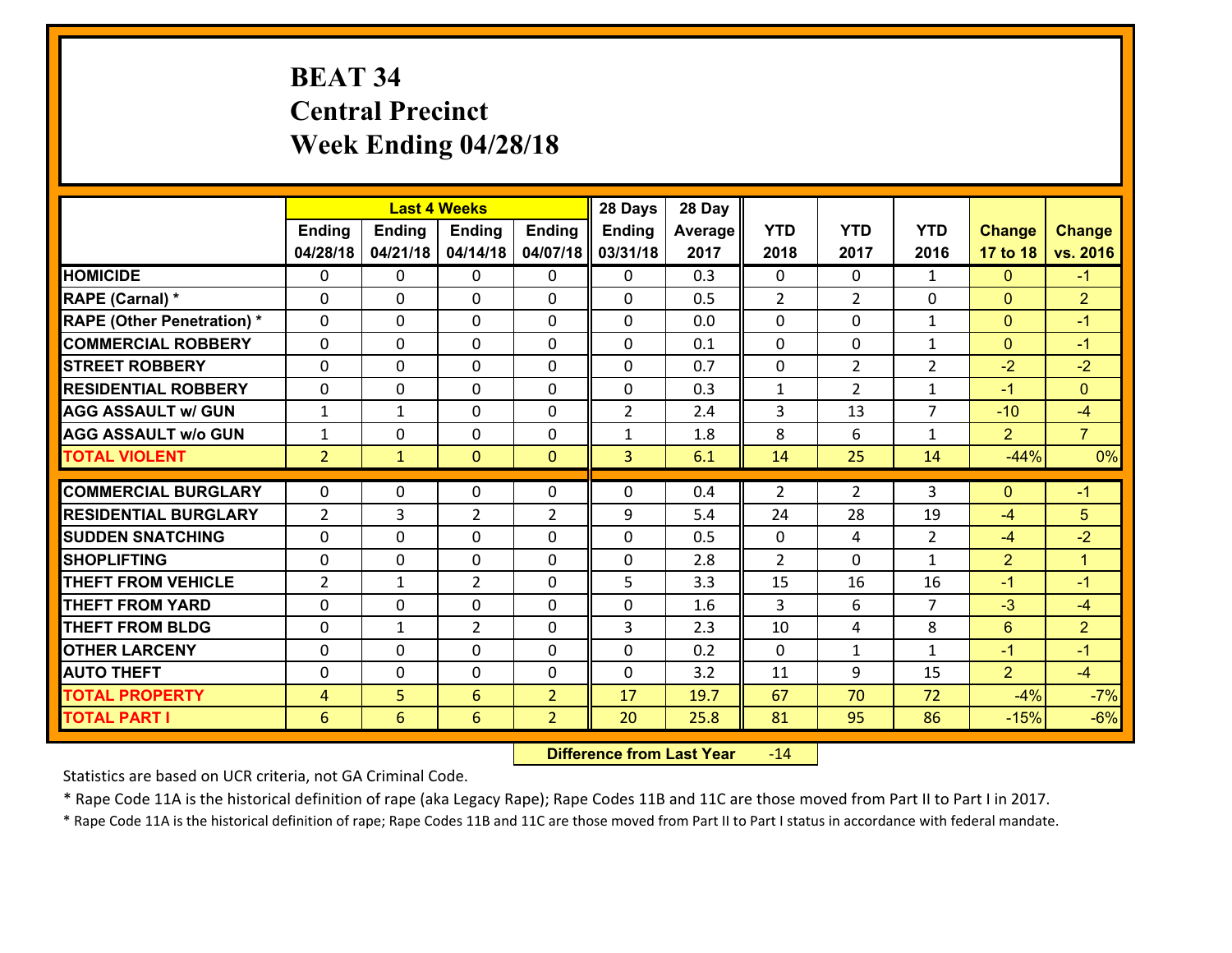# BEAT 34
# Central Precinct
# Week Ending 04/28/18

| | Last 4 Weeks | | | | 28 Days | 28 Day | | | | | |
|---|---|---|---|---|---|---|---|---|---|---|---|
| | Ending 04/28/18 | Ending 04/21/18 | Ending 04/14/18 | Ending 04/07/18 | Ending 03/31/18 | Average 2017 | YTD 2018 | YTD 2017 | YTD 2016 | Change 17 to 18 | Change vs. 2016 |
| **HOMICIDE** | 0 | 0 | 0 | 0 | 0 | 0.3 | 0 | 0 | 1 | 0 | -1 |
| **RAPE (Carnal) *** | 0 | 0 | 0 | 0 | 0 | 0.5 | 2 | 2 | 0 | 0 | 2 |
| **RAPE (Other Penetration) *** | 0 | 0 | 0 | 0 | 0 | 0.0 | 0 | 0 | 1 | 0 | -1 |
| **COMMERCIAL ROBBERY** | 0 | 0 | 0 | 0 | 0 | 0.1 | 0 | 0 | 1 | 0 | -1 |
| **STREET ROBBERY** | 0 | 0 | 0 | 0 | 0 | 0.7 | 0 | 2 | 2 | -2 | -2 |
| **RESIDENTIAL ROBBERY** | 0 | 0 | 0 | 0 | 0 | 0.3 | 1 | 2 | 1 | -1 | 0 |
| **AGG ASSAULT w/ GUN** | 1 | 1 | 0 | 0 | 2 | 2.4 | 3 | 13 | 7 | -10 | -4 |
| **AGG ASSAULT w/o GUN** | 1 | 0 | 0 | 0 | 1 | 1.8 | 8 | 6 | 1 | 2 | 7 |
| **TOTAL VIOLENT** | 2 | 1 | 0 | 0 | 3 | 6.1 | 14 | 25 | 14 | -44% | 0% |
| **COMMERCIAL BURGLARY** | 0 | 0 | 0 | 0 | 0 | 0.4 | 2 | 2 | 3 | 0 | -1 |
| **RESIDENTIAL BURGLARY** | 2 | 3 | 2 | 2 | 9 | 5.4 | 24 | 28 | 19 | -4 | 5 |
| **SUDDEN SNATCHING** | 0 | 0 | 0 | 0 | 0 | 0.5 | 0 | 4 | 2 | -4 | -2 |
| **SHOPLIFTING** | 0 | 0 | 0 | 0 | 0 | 2.8 | 2 | 0 | 1 | 2 | 1 |
| **THEFT FROM VEHICLE** | 2 | 1 | 2 | 0 | 5 | 3.3 | 15 | 16 | 16 | -1 | -1 |
| **THEFT FROM YARD** | 0 | 0 | 0 | 0 | 0 | 1.6 | 3 | 6 | 7 | -3 | -4 |
| **THEFT FROM BLDG** | 0 | 1 | 2 | 0 | 3 | 2.3 | 10 | 4 | 8 | 6 | 2 |
| **OTHER LARCENY** | 0 | 0 | 0 | 0 | 0 | 0.2 | 0 | 1 | 1 | -1 | -1 |
| **AUTO THEFT** | 0 | 0 | 0 | 0 | 0 | 3.2 | 11 | 9 | 15 | 2 | -4 |
| **TOTAL PROPERTY** | 4 | 5 | 6 | 2 | 17 | 19.7 | 67 | 70 | 72 | -4% | -7% |
| **TOTAL PART I** | 6 | 6 | 6 | 2 | 20 | 25.8 | 81 | 95 | 86 | -15% | -6% |

**Difference from Last Year** -14

Statistics are based on UCR criteria, not GA Criminal Code.

* Rape Code 11A is the historical definition of rape (aka Legacy Rape); Rape Codes 11B and 11C are those moved from Part II to Part I in 2017.

* Rape Code 11A is the historical definition of rape; Rape Codes 11B and 11C are those moved from Part II to Part I status in accordance with federal mandate.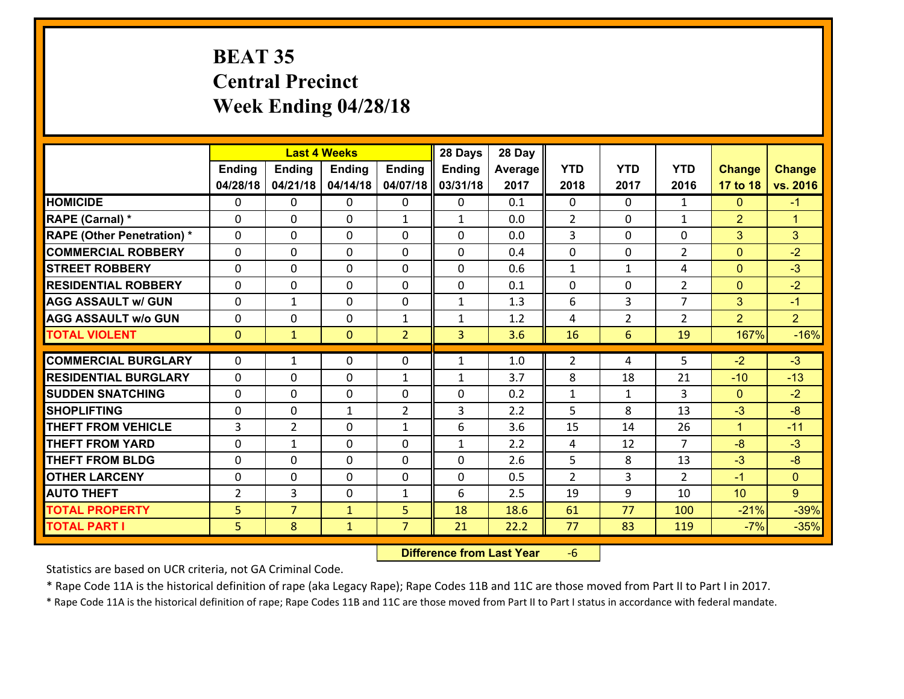# BEAT 35
# Central Precinct
# Week Ending 04/28/18

| | Last 4 Weeks | | | | 28 Days | 28 Day | | | | | |
|---|---|---|---|---|---|---|---|---|---|---|---|
| | Ending 04/28/18 | Ending 04/21/18 | Ending 04/14/18 | Ending 04/07/18 | Ending 03/31/18 | Average 2017 | YTD 2018 | YTD 2017 | YTD 2016 | Change 17 to 18 | Change vs. 2016 |
| HOMICIDE | 0 | 0 | 0 | 0 | 0 | 0.1 | 0 | 0 | 1 | 0 | -1 |
| RAPE (Carnal) * | 0 | 0 | 0 | 1 | 1 | 0.0 | 2 | 0 | 1 | 2 | 1 |
| RAPE (Other Penetration) * | 0 | 0 | 0 | 0 | 0 | 0.0 | 3 | 0 | 0 | 3 | 3 |
| COMMERCIAL ROBBERY | 0 | 0 | 0 | 0 | 0 | 0.4 | 0 | 0 | 2 | 0 | -2 |
| STREET ROBBERY | 0 | 0 | 0 | 0 | 0 | 0.6 | 1 | 1 | 4 | 0 | -3 |
| RESIDENTIAL ROBBERY | 0 | 0 | 0 | 0 | 0 | 0.1 | 0 | 0 | 2 | 0 | -2 |
| AGG ASSAULT w/ GUN | 0 | 1 | 0 | 0 | 1 | 1.3 | 6 | 3 | 7 | 3 | -1 |
| AGG ASSAULT w/o GUN | 0 | 0 | 0 | 1 | 1 | 1.2 | 4 | 2 | 2 | 2 | 2 |
| TOTAL VIOLENT | 0 | 1 | 0 | 2 | 3 | 3.6 | 16 | 6 | 19 | 167% | -16% |
| COMMERCIAL BURGLARY | 0 | 1 | 0 | 0 | 1 | 1.0 | 2 | 4 | 5 | -2 | -3 |
| RESIDENTIAL BURGLARY | 0 | 0 | 0 | 1 | 1 | 3.7 | 8 | 18 | 21 | -10 | -13 |
| SUDDEN SNATCHING | 0 | 0 | 0 | 0 | 0 | 0.2 | 1 | 1 | 3 | 0 | -2 |
| SHOPLIFTING | 0 | 0 | 1 | 2 | 3 | 2.2 | 5 | 8 | 13 | -3 | -8 |
| THEFT FROM VEHICLE | 3 | 2 | 0 | 1 | 6 | 3.6 | 15 | 14 | 26 | 1 | -11 |
| THEFT FROM YARD | 0 | 1 | 0 | 0 | 1 | 2.2 | 4 | 12 | 7 | -8 | -3 |
| THEFT FROM BLDG | 0 | 0 | 0 | 0 | 0 | 2.6 | 5 | 8 | 13 | -3 | -8 |
| OTHER LARCENY | 0 | 0 | 0 | 0 | 0 | 0.5 | 2 | 3 | 2 | -1 | 0 |
| AUTO THEFT | 2 | 3 | 0 | 1 | 6 | 2.5 | 19 | 9 | 10 | 10 | 9 |
| TOTAL PROPERTY | 5 | 7 | 1 | 5 | 18 | 18.6 | 61 | 77 | 100 | -21% | -39% |
| TOTAL PART I | 5 | 8 | 1 | 7 | 21 | 22.2 | 77 | 83 | 119 | -7% | -35% |

**Difference from Last Year** -6

Statistics are based on UCR criteria, not GA Criminal Code.

* Rape Code 11A is the historical definition of rape (aka Legacy Rape); Rape Codes 11B and 11C are those moved from Part II to Part I in 2017.

* Rape Code 11A is the historical definition of rape; Rape Codes 11B and 11C are those moved from Part II to Part I status in accordance with federal mandate.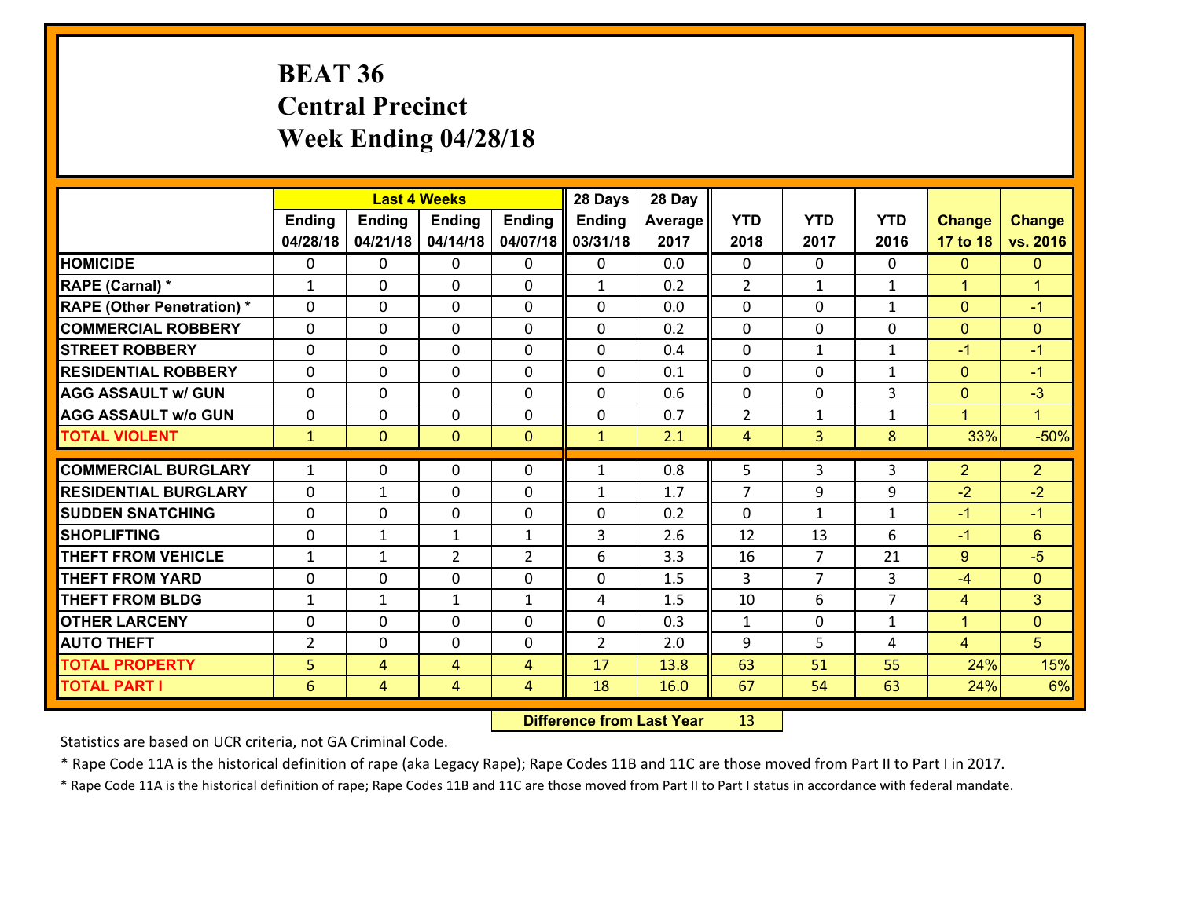# BEAT 36
# Central Precinct
# Week Ending 04/28/18

| | Last 4 Weeks | | | | 28 Days | 28 Day | | | | | |
|---|---|---|---|---|---|---|---|---|---|---|---|
| | Ending 04/28/18 | Ending 04/21/18 | Ending 04/14/18 | Ending 04/07/18 | Ending 03/31/18 | Average 2017 | YTD 2018 | YTD 2017 | YTD 2016 | Change 17 to 18 | Change vs. 2016 |
| HOMICIDE | 0 | 0 | 0 | 0 | 0 | 0.0 | 0 | 0 | 0 | 0 | 0 |
| RAPE (Carnal) * | 1 | 0 | 0 | 0 | 1 | 0.2 | 2 | 1 | 1 | 1 | 1 |
| RAPE (Other Penetration) * | 0 | 0 | 0 | 0 | 0 | 0.0 | 0 | 0 | 1 | 0 | -1 |
| COMMERCIAL ROBBERY | 0 | 0 | 0 | 0 | 0 | 0.2 | 0 | 0 | 0 | 0 | 0 |
| STREET ROBBERY | 0 | 0 | 0 | 0 | 0 | 0.4 | 0 | 1 | 1 | -1 | -1 |
| RESIDENTIAL ROBBERY | 0 | 0 | 0 | 0 | 0 | 0.1 | 0 | 0 | 1 | 0 | -1 |
| AGG ASSAULT w/ GUN | 0 | 0 | 0 | 0 | 0 | 0.6 | 0 | 0 | 3 | 0 | -3 |
| AGG ASSAULT w/o GUN | 0 | 0 | 0 | 0 | 0 | 0.7 | 2 | 1 | 1 | 1 | 1 |
| TOTAL VIOLENT | 1 | 0 | 0 | 0 | 1 | 2.1 | 4 | 3 | 8 | 33% | -50% |
| COMMERCIAL BURGLARY | 1 | 0 | 0 | 0 | 1 | 0.8 | 5 | 3 | 3 | 2 | 2 |
| RESIDENTIAL BURGLARY | 0 | 1 | 0 | 0 | 1 | 1.7 | 7 | 9 | 9 | -2 | -2 |
| SUDDEN SNATCHING | 0 | 0 | 0 | 0 | 0 | 0.2 | 0 | 1 | 1 | -1 | -1 |
| SHOPLIFTING | 0 | 1 | 1 | 1 | 3 | 2.6 | 12 | 13 | 6 | -1 | 6 |
| THEFT FROM VEHICLE | 1 | 1 | 2 | 2 | 6 | 3.3 | 16 | 7 | 21 | 9 | -5 |
| THEFT FROM YARD | 0 | 0 | 0 | 0 | 0 | 1.5 | 3 | 7 | 3 | -4 | 0 |
| THEFT FROM BLDG | 1 | 1 | 1 | 1 | 4 | 1.5 | 10 | 6 | 7 | 4 | 3 |
| OTHER LARCENY | 0 | 0 | 0 | 0 | 0 | 0.3 | 1 | 0 | 1 | 1 | 0 |
| AUTO THEFT | 2 | 0 | 0 | 0 | 2 | 2.0 | 9 | 5 | 4 | 4 | 5 |
| TOTAL PROPERTY | 5 | 4 | 4 | 4 | 17 | 13.8 | 63 | 51 | 55 | 24% | 15% |
| TOTAL PART I | 6 | 4 | 4 | 4 | 18 | 16.0 | 67 | 54 | 63 | 24% | 6% |

**Difference from Last Year** 13

Statistics are based on UCR criteria, not GA Criminal Code.

* Rape Code 11A is the historical definition of rape (aka Legacy Rape); Rape Codes 11B and 11C are those moved from Part II to Part I in 2017.

* Rape Code 11A is the historical definition of rape; Rape Codes 11B and 11C are those moved from Part II to Part I status in accordance with federal mandate.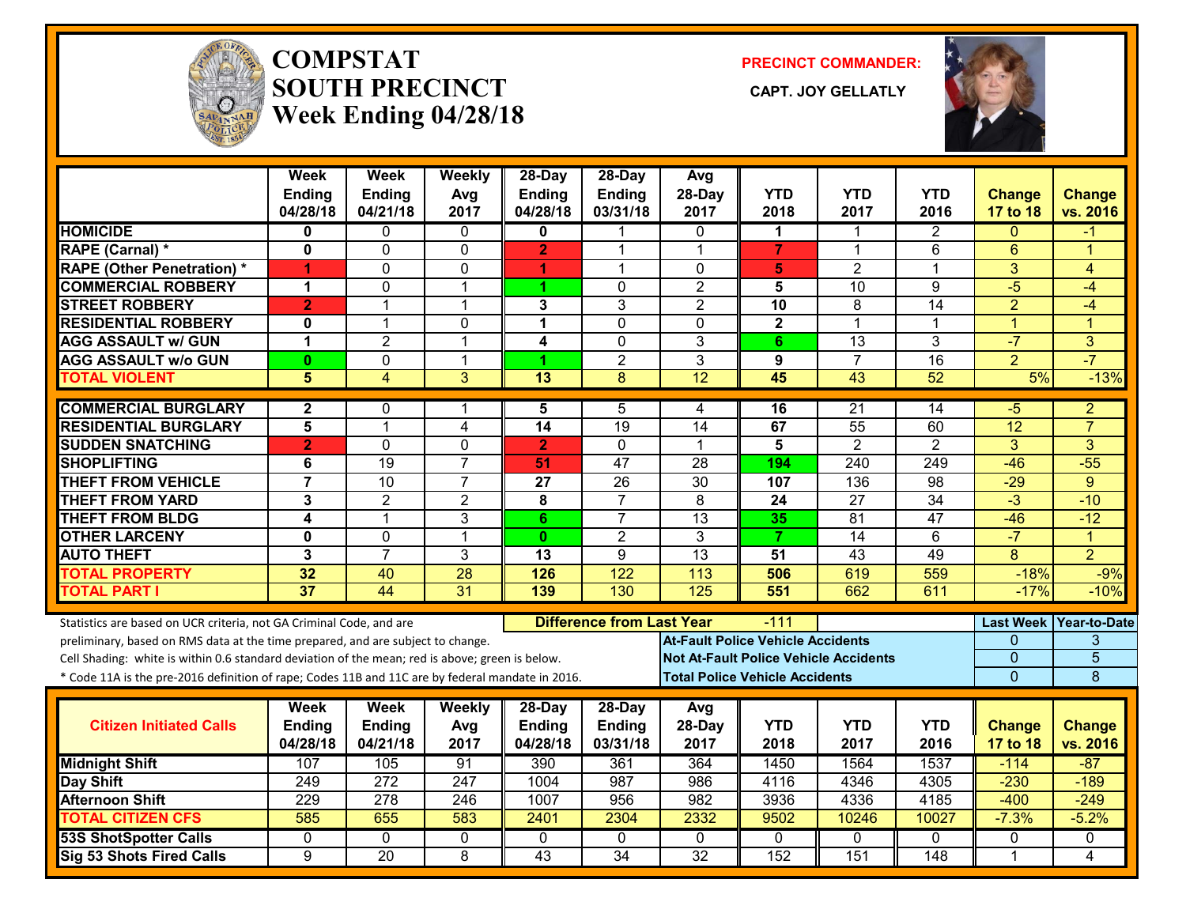# COMPSTAT SOUTH PRECINCT
## Week Ending 04/28/18

**PRECINCT COMMANDER:**

**CAPT. JOY GELLATLY**

| | Week Ending 04/28/18 | Week Ending 04/21/18 | Weekly Avg 2017 | 28-Day Ending 04/28/18 | 28-Day Ending 03/31/18 | Avg 28-Day 2017 | YTD 2018 | YTD 2017 | YTD 2016 | Change 17 to 18 | Change vs. 2016 |
|---|---|---|---|---|---|---|---|---|---|---|---|
| HOMICIDE | 0 | 0 | 0 | 0 | 1 | 0 | 1 | 1 | 2 | 0 | -1 |
| RAPE (Carnal) * | 0 | 0 | 0 | 2 | 1 | 1 | 7 | 1 | 6 | 6 | 1 |
| RAPE (Other Penetration) * | 1 | 0 | 0 | 1 | 1 | 0 | 5 | 2 | 1 | 3 | 4 |
| COMMERCIAL ROBBERY | 1 | 0 | 1 | 1 | 0 | 2 | 5 | 10 | 9 | -5 | -4 |
| STREET ROBBERY | 2 | 1 | 1 | 3 | 3 | 2 | 10 | 8 | 14 | 2 | -4 |
| RESIDENTIAL ROBBERY | 0 | 1 | 0 | 1 | 0 | 0 | 2 | 1 | 1 | 1 | 1 |
| AGG ASSAULT w/ GUN | 1 | 2 | 1 | 4 | 0 | 3 | 6 | 13 | 3 | -7 | 3 |
| AGG ASSAULT w/o GUN | 0 | 0 | 1 | 1 | 2 | 3 | 9 | 7 | 16 | 2 | -7 |
| TOTAL VIOLENT | 5 | 4 | 3 | 13 | 8 | 12 | 45 | 43 | 52 | 5% | -13% |
| COMMERCIAL BURGLARY | 2 | 0 | 1 | 5 | 5 | 4 | 16 | 21 | 14 | -5 | 2 |
| RESIDENTIAL BURGLARY | 5 | 1 | 4 | 14 | 19 | 14 | 67 | 55 | 60 | 12 | 7 |
| SUDDEN SNATCHING | 2 | 0 | 0 | 2 | 0 | 1 | 5 | 2 | 2 | 3 | 3 |
| SHOPLIFTING | 6 | 19 | 7 | 51 | 47 | 28 | 194 | 240 | 249 | -46 | -55 |
| THEFT FROM VEHICLE | 7 | 10 | 7 | 27 | 26 | 30 | 107 | 136 | 98 | -29 | 9 |
| THEFT FROM YARD | 3 | 2 | 2 | 8 | 7 | 8 | 24 | 27 | 34 | -3 | -10 |
| THEFT FROM BLDG | 4 | 1 | 3 | 6 | 7 | 13 | 35 | 81 | 47 | -46 | -12 |
| OTHER LARCENY | 0 | 0 | 1 | 0 | 2 | 3 | 7 | 14 | 6 | -7 | 1 |
| AUTO THEFT | 3 | 7 | 3 | 13 | 9 | 13 | 51 | 43 | 49 | 8 | 2 |
| TOTAL PROPERTY | 32 | 40 | 28 | 126 | 122 | 113 | 506 | 619 | 559 | -18% | -9% |
| TOTAL PART I | 37 | 44 | 31 | 139 | 130 | 125 | 551 | 662 | 611 | -17% | -10% |

Statistics are based on UCR criteria, not GA Criminal Code, and are preliminary, based on RMS data at the time prepared, and are subject to change.

Cell Shading: white is within 0.6 standard deviation of the mean; red is above; green is below.

* Code 11A is the pre-2016 definition of rape; Codes 11B and 11C are by federal mandate in 2016.

**Difference from Last Year:** -111

| | Last Week | Year-to-Date |
|---|---|---|
| At-Fault Police Vehicle Accidents | 0 | 3 |
| Not At-Fault Police Vehicle Accidents | 0 | 5 |
| Total Police Vehicle Accidents | 0 | 8 |

| Citizen Initiated Calls | Week Ending 04/28/18 | Week Ending 04/21/18 | Weekly Avg 2017 | 28-Day Ending 04/28/18 | 28-Day Ending 03/31/18 | Avg 28-Day 2017 | YTD 2018 | YTD 2017 | YTD 2016 | Change 17 to 18 | Change vs. 2016 |
|---|---|---|---|---|---|---|---|---|---|---|---|
| Midnight Shift | 107 | 105 | 91 | 390 | 361 | 364 | 1450 | 1564 | 1537 | -114 | -87 |
| Day Shift | 249 | 272 | 247 | 1004 | 987 | 986 | 4116 | 4346 | 4305 | -230 | -189 |
| Afternoon Shift | 229 | 278 | 246 | 1007 | 956 | 982 | 3936 | 4336 | 4185 | -400 | -249 |
| TOTAL CITIZEN CFS | 585 | 655 | 583 | 2401 | 2304 | 2332 | 9502 | 10246 | 10027 | -7.3% | -5.2% |
| 53S ShotSpotter Calls | 0 | 0 | 0 | 0 | 0 | 0 | 0 | 0 | 0 | 0 | 0 |
| Sig 53 Shots Fired Calls | 9 | 20 | 8 | 43 | 34 | 32 | 152 | 151 | 148 | 1 | 4 |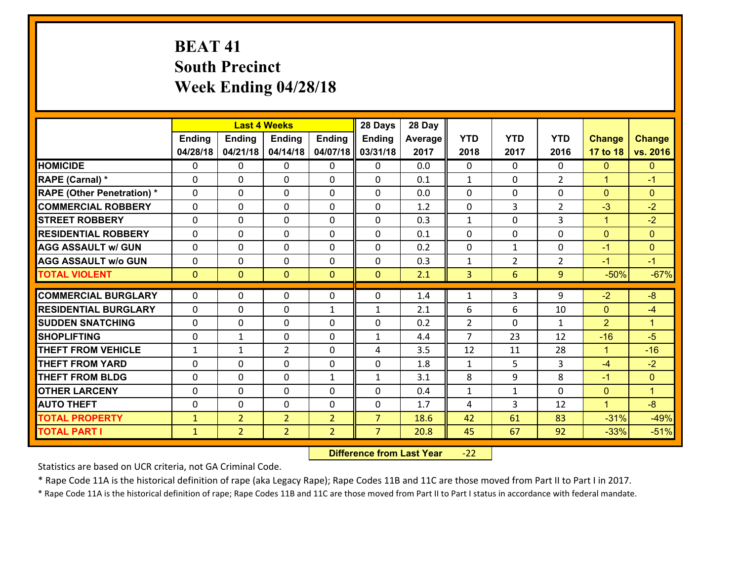# BEAT 41
## South Precinct
## Week Ending 04/28/18

| | Last 4 Weeks | | | | 28 Days | 28 Day | | | | | |
|---|---|---|---|---|---|---|---|---|---|---|---|
| | Ending 04/28/18 | Ending 04/21/18 | Ending 04/14/18 | Ending 04/07/18 | Ending 03/31/18 | Average 2017 | YTD 2018 | YTD 2017 | YTD 2016 | Change 17 to 18 | Change vs. 2016 |
| HOMICIDE | 0 | 0 | 0 | 0 | 0 | 0.0 | 0 | 0 | 0 | 0 | 0 |
| RAPE (Carnal) * | 0 | 0 | 0 | 0 | 0 | 0.1 | 1 | 0 | 2 | 1 | -1 |
| RAPE (Other Penetration) * | 0 | 0 | 0 | 0 | 0 | 0.0 | 0 | 0 | 0 | 0 | 0 |
| COMMERCIAL ROBBERY | 0 | 0 | 0 | 0 | 0 | 1.2 | 0 | 3 | 2 | -3 | -2 |
| STREET ROBBERY | 0 | 0 | 0 | 0 | 0 | 0.3 | 1 | 0 | 3 | 1 | -2 |
| RESIDENTIAL ROBBERY | 0 | 0 | 0 | 0 | 0 | 0.1 | 0 | 0 | 0 | 0 | 0 |
| AGG ASSAULT w/ GUN | 0 | 0 | 0 | 0 | 0 | 0.2 | 0 | 1 | 0 | -1 | 0 |
| AGG ASSAULT w/o GUN | 0 | 0 | 0 | 0 | 0 | 0.3 | 1 | 2 | 2 | -1 | -1 |
| TOTAL VIOLENT | 0 | 0 | 0 | 0 | 0 | 2.1 | 3 | 6 | 9 | -50% | -67% |
| COMMERCIAL BURGLARY | 0 | 0 | 0 | 0 | 0 | 1.4 | 1 | 3 | 9 | -2 | -8 |
| RESIDENTIAL BURGLARY | 0 | 0 | 0 | 1 | 1 | 2.1 | 6 | 6 | 10 | 0 | -4 |
| SUDDEN SNATCHING | 0 | 0 | 0 | 0 | 0 | 0.2 | 2 | 0 | 1 | 2 | 1 |
| SHOPLIFTING | 0 | 1 | 0 | 0 | 1 | 4.4 | 7 | 23 | 12 | -16 | -5 |
| THEFT FROM VEHICLE | 1 | 1 | 2 | 0 | 4 | 3.5 | 12 | 11 | 28 | 1 | -16 |
| THEFT FROM YARD | 0 | 0 | 0 | 0 | 0 | 1.8 | 1 | 5 | 3 | -4 | -2 |
| THEFT FROM BLDG | 0 | 0 | 0 | 1 | 1 | 3.1 | 8 | 9 | 8 | -1 | 0 |
| OTHER LARCENY | 0 | 0 | 0 | 0 | 0 | 0.4 | 1 | 1 | 0 | 0 | 1 |
| AUTO THEFT | 0 | 0 | 0 | 0 | 0 | 1.7 | 4 | 3 | 12 | 1 | -8 |
| TOTAL PROPERTY | 1 | 2 | 2 | 2 | 7 | 18.6 | 42 | 61 | 83 | -31% | -49% |
| TOTAL PART I | 1 | 2 | 2 | 2 | 7 | 20.8 | 45 | 67 | 92 | -33% | -51% |

**Difference from Last Year** -22

Statistics are based on UCR criteria, not GA Criminal Code.

* Rape Code 11A is the historical definition of rape (aka Legacy Rape); Rape Codes 11B and 11C are those moved from Part II to Part I in 2017.

* Rape Code 11A is the historical definition of rape; Rape Codes 11B and 11C are those moved from Part II to Part I status in accordance with federal mandate.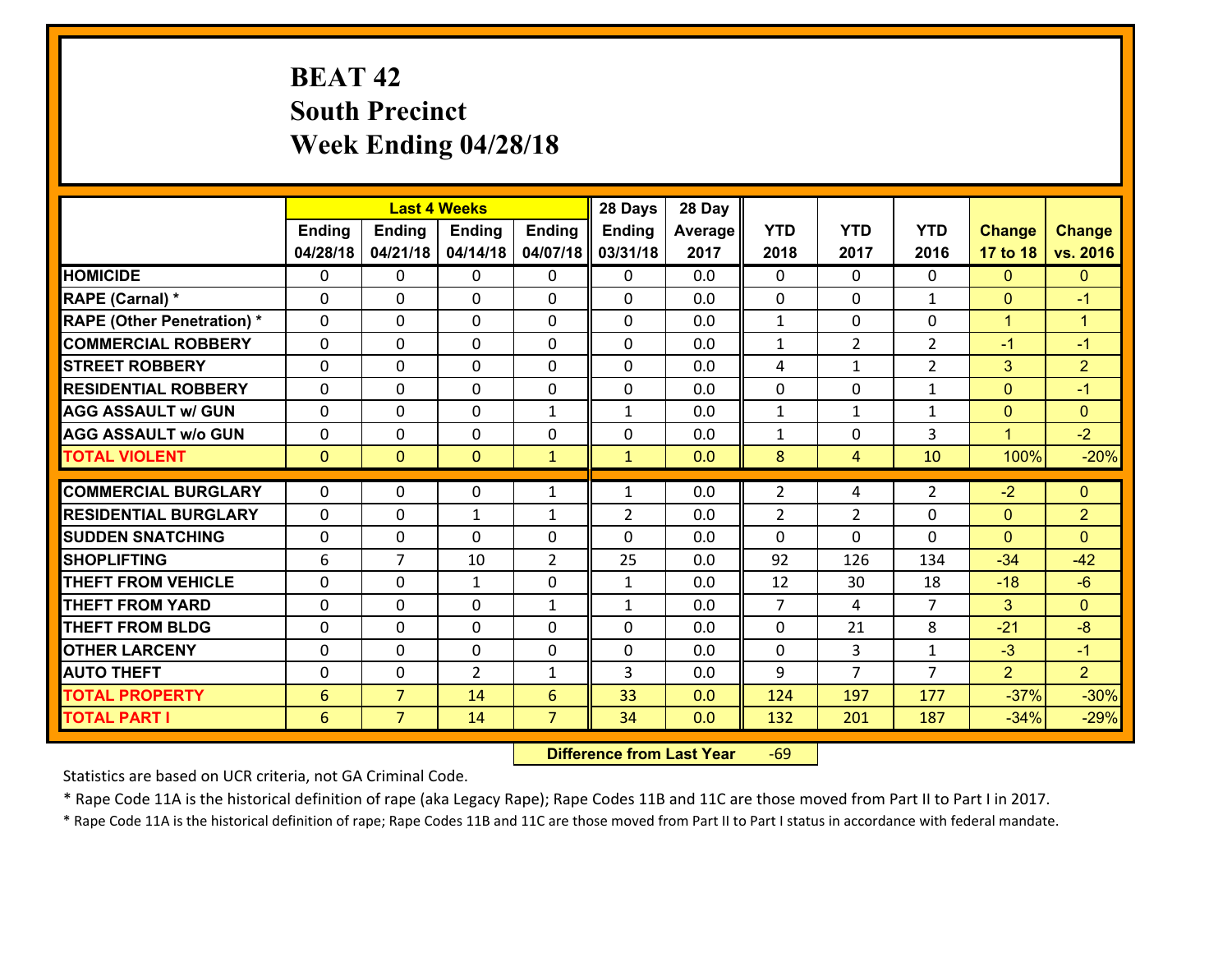# BEAT 42
## South Precinct
## Week Ending 04/28/18

| | Last 4 Weeks | | | | 28 Days | 28 Day | | | | | |
|---|---|---|---|---|---|---|---|---|---|---|---|
| | Ending 04/28/18 | Ending 04/21/18 | Ending 04/14/18 | Ending 04/07/18 | Ending 03/31/18 | Average 2017 | YTD 2018 | YTD 2017 | YTD 2016 | Change 17 to 18 | Change vs. 2016 |
| HOMICIDE | 0 | 0 | 0 | 0 | 0 | 0.0 | 0 | 0 | 0 | 0 | 0 |
| RAPE (Carnal) * | 0 | 0 | 0 | 0 | 0 | 0.0 | 0 | 0 | 1 | 0 | -1 |
| RAPE (Other Penetration) * | 0 | 0 | 0 | 0 | 0 | 0.0 | 1 | 0 | 0 | 1 | 1 |
| COMMERCIAL ROBBERY | 0 | 0 | 0 | 0 | 0 | 0.0 | 1 | 2 | 2 | -1 | -1 |
| STREET ROBBERY | 0 | 0 | 0 | 0 | 0 | 0.0 | 4 | 1 | 2 | 3 | 2 |
| RESIDENTIAL ROBBERY | 0 | 0 | 0 | 0 | 0 | 0.0 | 0 | 0 | 1 | 0 | -1 |
| AGG ASSAULT w/ GUN | 0 | 0 | 0 | 1 | 1 | 0.0 | 1 | 1 | 1 | 0 | 0 |
| AGG ASSAULT w/o GUN | 0 | 0 | 0 | 0 | 0 | 0.0 | 1 | 0 | 3 | 1 | -2 |
| TOTAL VIOLENT | 0 | 0 | 0 | 1 | 1 | 0.0 | 8 | 4 | 10 | 100% | -20% |
| COMMERCIAL BURGLARY | 0 | 0 | 0 | 1 | 1 | 0.0 | 2 | 4 | 2 | -2 | 0 |
| RESIDENTIAL BURGLARY | 0 | 0 | 1 | 1 | 2 | 0.0 | 2 | 2 | 0 | 0 | 2 |
| SUDDEN SNATCHING | 0 | 0 | 0 | 0 | 0 | 0.0 | 0 | 0 | 0 | 0 | 0 |
| SHOPLIFTING | 6 | 7 | 10 | 2 | 25 | 0.0 | 92 | 126 | 134 | -34 | -42 |
| THEFT FROM VEHICLE | 0 | 0 | 1 | 0 | 1 | 0.0 | 12 | 30 | 18 | -18 | -6 |
| THEFT FROM YARD | 0 | 0 | 0 | 1 | 1 | 0.0 | 7 | 4 | 7 | 3 | 0 |
| THEFT FROM BLDG | 0 | 0 | 0 | 0 | 0 | 0.0 | 0 | 21 | 8 | -21 | -8 |
| OTHER LARCENY | 0 | 0 | 0 | 0 | 0 | 0.0 | 0 | 3 | 1 | -3 | -1 |
| AUTO THEFT | 0 | 0 | 2 | 1 | 3 | 0.0 | 9 | 7 | 7 | 2 | 2 |
| TOTAL PROPERTY | 6 | 7 | 14 | 6 | 33 | 0.0 | 124 | 197 | 177 | -37% | -30% |
| TOTAL PART I | 6 | 7 | 14 | 7 | 34 | 0.0 | 132 | 201 | 187 | -34% | -29% |

**Difference from Last Year** -69

Statistics are based on UCR criteria, not GA Criminal Code.

* Rape Code 11A is the historical definition of rape (aka Legacy Rape); Rape Codes 11B and 11C are those moved from Part II to Part I in 2017.

* Rape Code 11A is the historical definition of rape; Rape Codes 11B and 11C are those moved from Part II to Part I status in accordance with federal mandate.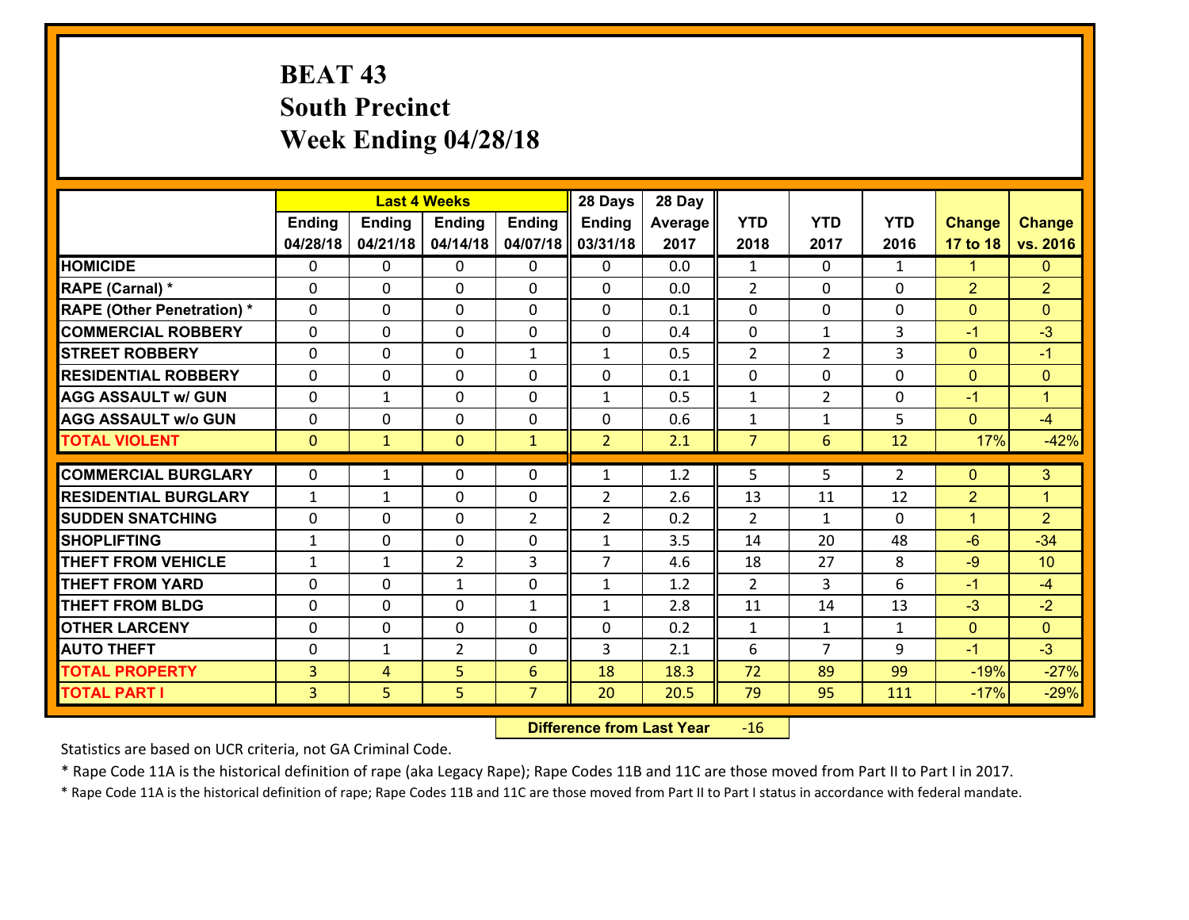# BEAT 43
## South Precinct
## Week Ending 04/28/18

| | Last 4 Weeks | | | | 28 Days | 28 Day | | | | | |
|---|---|---|---|---|---|---|---|---|---|---|---|
| | Ending 04/28/18 | Ending 04/21/18 | Ending 04/14/18 | Ending 04/07/18 | Ending 03/31/18 | Average 2017 | YTD 2018 | YTD 2017 | YTD 2016 | Change 17 to 18 | Change vs. 2016 |
| HOMICIDE | 0 | 0 | 0 | 0 | 0 | 0.0 | 1 | 0 | 1 | 1 | 0 |
| RAPE (Carnal) * | 0 | 0 | 0 | 0 | 0 | 0.0 | 2 | 0 | 0 | 2 | 2 |
| RAPE (Other Penetration) * | 0 | 0 | 0 | 0 | 0 | 0.1 | 0 | 0 | 0 | 0 | 0 |
| COMMERCIAL ROBBERY | 0 | 0 | 0 | 0 | 0 | 0.4 | 0 | 1 | 3 | -1 | -3 |
| STREET ROBBERY | 0 | 0 | 0 | 1 | 1 | 0.5 | 2 | 2 | 3 | 0 | -1 |
| RESIDENTIAL ROBBERY | 0 | 0 | 0 | 0 | 0 | 0.1 | 0 | 0 | 0 | 0 | 0 |
| AGG ASSAULT w/ GUN | 0 | 1 | 0 | 0 | 1 | 0.5 | 1 | 2 | 0 | -1 | 1 |
| AGG ASSAULT w/o GUN | 0 | 0 | 0 | 0 | 0 | 0.6 | 1 | 1 | 5 | 0 | -4 |
| TOTAL VIOLENT | 0 | 1 | 0 | 1 | 2 | 2.1 | 7 | 6 | 12 | 17% | -42% |
| COMMERCIAL BURGLARY | 0 | 1 | 0 | 0 | 1 | 1.2 | 5 | 5 | 2 | 0 | 3 |
| RESIDENTIAL BURGLARY | 1 | 1 | 0 | 0 | 2 | 2.6 | 13 | 11 | 12 | 2 | 1 |
| SUDDEN SNATCHING | 0 | 0 | 0 | 2 | 2 | 0.2 | 2 | 1 | 0 | 1 | 2 |
| SHOPLIFTING | 1 | 0 | 0 | 0 | 1 | 3.5 | 14 | 20 | 48 | -6 | -34 |
| THEFT FROM VEHICLE | 1 | 1 | 2 | 3 | 7 | 4.6 | 18 | 27 | 8 | -9 | 10 |
| THEFT FROM YARD | 0 | 0 | 1 | 0 | 1 | 1.2 | 2 | 3 | 6 | -1 | -4 |
| THEFT FROM BLDG | 0 | 0 | 0 | 1 | 1 | 2.8 | 11 | 14 | 13 | -3 | -2 |
| OTHER LARCENY | 0 | 0 | 0 | 0 | 0 | 0.2 | 1 | 1 | 1 | 0 | 0 |
| AUTO THEFT | 0 | 1 | 2 | 0 | 3 | 2.1 | 6 | 7 | 9 | -1 | -3 |
| TOTAL PROPERTY | 3 | 4 | 5 | 6 | 18 | 18.3 | 72 | 89 | 99 | -19% | -27% |
| TOTAL PART I | 3 | 5 | 5 | 7 | 20 | 20.5 | 79 | 95 | 111 | -17% | -29% |

**Difference from Last Year** -16

Statistics are based on UCR criteria, not GA Criminal Code.

* Rape Code 11A is the historical definition of rape (aka Legacy Rape); Rape Codes 11B and 11C are those moved from Part II to Part I in 2017.

* Rape Code 11A is the historical definition of rape; Rape Codes 11B and 11C are those moved from Part II to Part I status in accordance with federal mandate.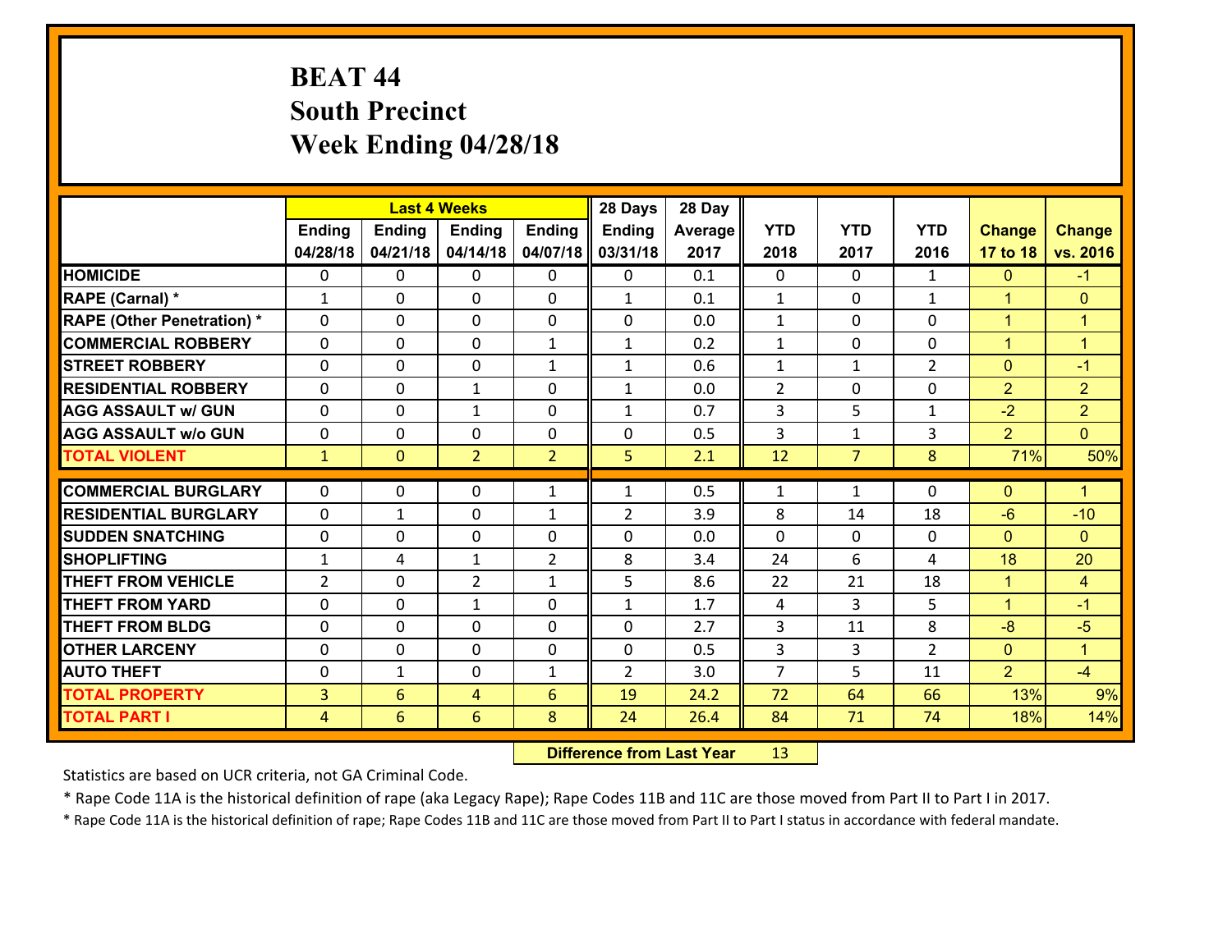# BEAT 44
## South Precinct
## Week Ending 04/28/18

| | Last 4 Weeks | | | | 28 Days | 28 Day | | | | | |
|---|---|---|---|---|---|---|---|---|---|---|---|
| | Ending 04/28/18 | Ending 04/21/18 | Ending 04/14/18 | Ending 04/07/18 | Ending 03/31/18 | Average 2017 | YTD 2018 | YTD 2017 | YTD 2016 | Change 17 to 18 | Change vs. 2016 |
| HOMICIDE | 0 | 0 | 0 | 0 | 0 | 0.1 | 0 | 0 | 1 | 0 | -1 |
| RAPE (Carnal) * | 1 | 0 | 0 | 0 | 1 | 0.1 | 1 | 0 | 1 | 1 | 0 |
| RAPE (Other Penetration) * | 0 | 0 | 0 | 0 | 0 | 0.0 | 1 | 0 | 0 | 1 | 1 |
| COMMERCIAL ROBBERY | 0 | 0 | 0 | 1 | 1 | 0.2 | 1 | 0 | 0 | 1 | 1 |
| STREET ROBBERY | 0 | 0 | 0 | 1 | 1 | 0.6 | 1 | 1 | 2 | 0 | -1 |
| RESIDENTIAL ROBBERY | 0 | 0 | 1 | 0 | 1 | 0.0 | 2 | 0 | 0 | 2 | 2 |
| AGG ASSAULT w/ GUN | 0 | 0 | 1 | 0 | 1 | 0.7 | 3 | 5 | 1 | -2 | 2 |
| AGG ASSAULT w/o GUN | 0 | 0 | 0 | 0 | 0 | 0.5 | 3 | 1 | 3 | 2 | 0 |
| TOTAL VIOLENT | 1 | 0 | 2 | 2 | 5 | 2.1 | 12 | 7 | 8 | 71% | 50% |
| COMMERCIAL BURGLARY | 0 | 0 | 0 | 1 | 1 | 0.5 | 1 | 1 | 0 | 0 | 1 |
| RESIDENTIAL BURGLARY | 0 | 1 | 0 | 1 | 2 | 3.9 | 8 | 14 | 18 | -6 | -10 |
| SUDDEN SNATCHING | 0 | 0 | 0 | 0 | 0 | 0.0 | 0 | 0 | 0 | 0 | 0 |
| SHOPLIFTING | 1 | 4 | 1 | 2 | 8 | 3.4 | 24 | 6 | 4 | 18 | 20 |
| THEFT FROM VEHICLE | 2 | 0 | 2 | 1 | 5 | 8.6 | 22 | 21 | 18 | 1 | 4 |
| THEFT FROM YARD | 0 | 0 | 1 | 0 | 1 | 1.7 | 4 | 3 | 5 | 1 | -1 |
| THEFT FROM BLDG | 0 | 0 | 0 | 0 | 0 | 2.7 | 3 | 11 | 8 | -8 | -5 |
| OTHER LARCENY | 0 | 0 | 0 | 0 | 0 | 0.5 | 3 | 3 | 2 | 0 | 1 |
| AUTO THEFT | 0 | 1 | 0 | 1 | 2 | 3.0 | 7 | 5 | 11 | 2 | -4 |
| TOTAL PROPERTY | 3 | 6 | 4 | 6 | 19 | 24.2 | 72 | 64 | 66 | 13% | 9% |
| TOTAL PART I | 4 | 6 | 6 | 8 | 24 | 26.4 | 84 | 71 | 74 | 18% | 14% |

**Difference from Last Year** 13

Statistics are based on UCR criteria, not GA Criminal Code.

* Rape Code 11A is the historical definition of rape (aka Legacy Rape); Rape Codes 11B and 11C are those moved from Part II to Part I in 2017.

* Rape Code 11A is the historical definition of rape; Rape Codes 11B and 11C are those moved from Part II to Part I status in accordance with federal mandate.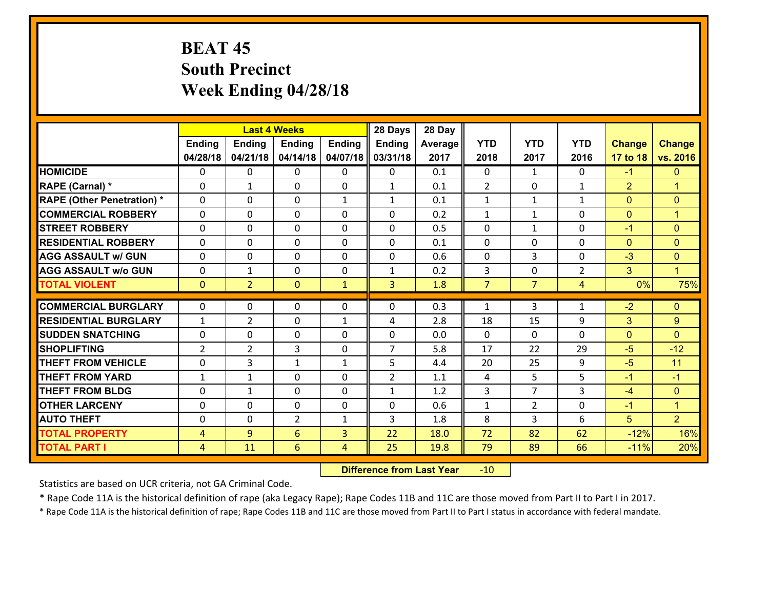# BEAT 45
# South Precinct
# Week Ending 04/28/18

| | Last 4 Weeks | | | | 28 Days | 28 Day | | | | | |
|---|---|---|---|---|---|---|---|---|---|---|---|
| | Ending 04/28/18 | Ending 04/21/18 | Ending 04/14/18 | Ending 04/07/18 | Ending 03/31/18 | Average 2017 | YTD 2018 | YTD 2017 | YTD 2016 | Change 17 to 18 | Change vs. 2016 |
| **HOMICIDE** | 0 | 0 | 0 | 0 | 0 | 0.1 | 0 | 1 | 0 | -1 | 0 |
| **RAPE (Carnal) *** | 0 | 1 | 0 | 0 | 1 | 0.1 | 2 | 0 | 1 | 2 | 1 |
| **RAPE (Other Penetration) *** | 0 | 0 | 0 | 1 | 1 | 0.1 | 1 | 1 | 1 | 0 | 0 |
| **COMMERCIAL ROBBERY** | 0 | 0 | 0 | 0 | 0 | 0.2 | 1 | 1 | 0 | 0 | 1 |
| **STREET ROBBERY** | 0 | 0 | 0 | 0 | 0 | 0.5 | 0 | 1 | 0 | -1 | 0 |
| **RESIDENTIAL ROBBERY** | 0 | 0 | 0 | 0 | 0 | 0.1 | 0 | 0 | 0 | 0 | 0 |
| **AGG ASSAULT w/ GUN** | 0 | 0 | 0 | 0 | 0 | 0.6 | 0 | 3 | 0 | -3 | 0 |
| **AGG ASSAULT w/o GUN** | 0 | 1 | 0 | 0 | 1 | 0.2 | 3 | 0 | 2 | 3 | 1 |
| **TOTAL VIOLENT** | 0 | 2 | 0 | 1 | 3 | 1.8 | 7 | 7 | 4 | 0% | 75% |
| **COMMERCIAL BURGLARY** | 0 | 0 | 0 | 0 | 0 | 0.3 | 1 | 3 | 1 | -2 | 0 |
| **RESIDENTIAL BURGLARY** | 1 | 2 | 0 | 1 | 4 | 2.8 | 18 | 15 | 9 | 3 | 9 |
| **SUDDEN SNATCHING** | 0 | 0 | 0 | 0 | 0 | 0.0 | 0 | 0 | 0 | 0 | 0 |
| **SHOPLIFTING** | 2 | 2 | 3 | 0 | 7 | 5.8 | 17 | 22 | 29 | -5 | -12 |
| **THEFT FROM VEHICLE** | 0 | 3 | 1 | 1 | 5 | 4.4 | 20 | 25 | 9 | -5 | 11 |
| **THEFT FROM YARD** | 1 | 1 | 0 | 0 | 2 | 1.1 | 4 | 5 | 5 | -1 | -1 |
| **THEFT FROM BLDG** | 0 | 1 | 0 | 0 | 1 | 1.2 | 3 | 7 | 3 | -4 | 0 |
| **OTHER LARCENY** | 0 | 0 | 0 | 0 | 0 | 0.6 | 1 | 2 | 0 | -1 | 1 |
| **AUTO THEFT** | 0 | 0 | 2 | 1 | 3 | 1.8 | 8 | 3 | 6 | 5 | 2 |
| **TOTAL PROPERTY** | 4 | 9 | 6 | 3 | 22 | 18.0 | 72 | 82 | 62 | -12% | 16% |
| **TOTAL PART I** | 4 | 11 | 6 | 4 | 25 | 19.8 | 79 | 89 | 66 | -11% | 20% |

**Difference from Last Year** -10

Statistics are based on UCR criteria, not GA Criminal Code.

* Rape Code 11A is the historical definition of rape (aka Legacy Rape); Rape Codes 11B and 11C are those moved from Part II to Part I in 2017.

* Rape Code 11A is the historical definition of rape; Rape Codes 11B and 11C are those moved from Part II to Part I status in accordance with federal mandate.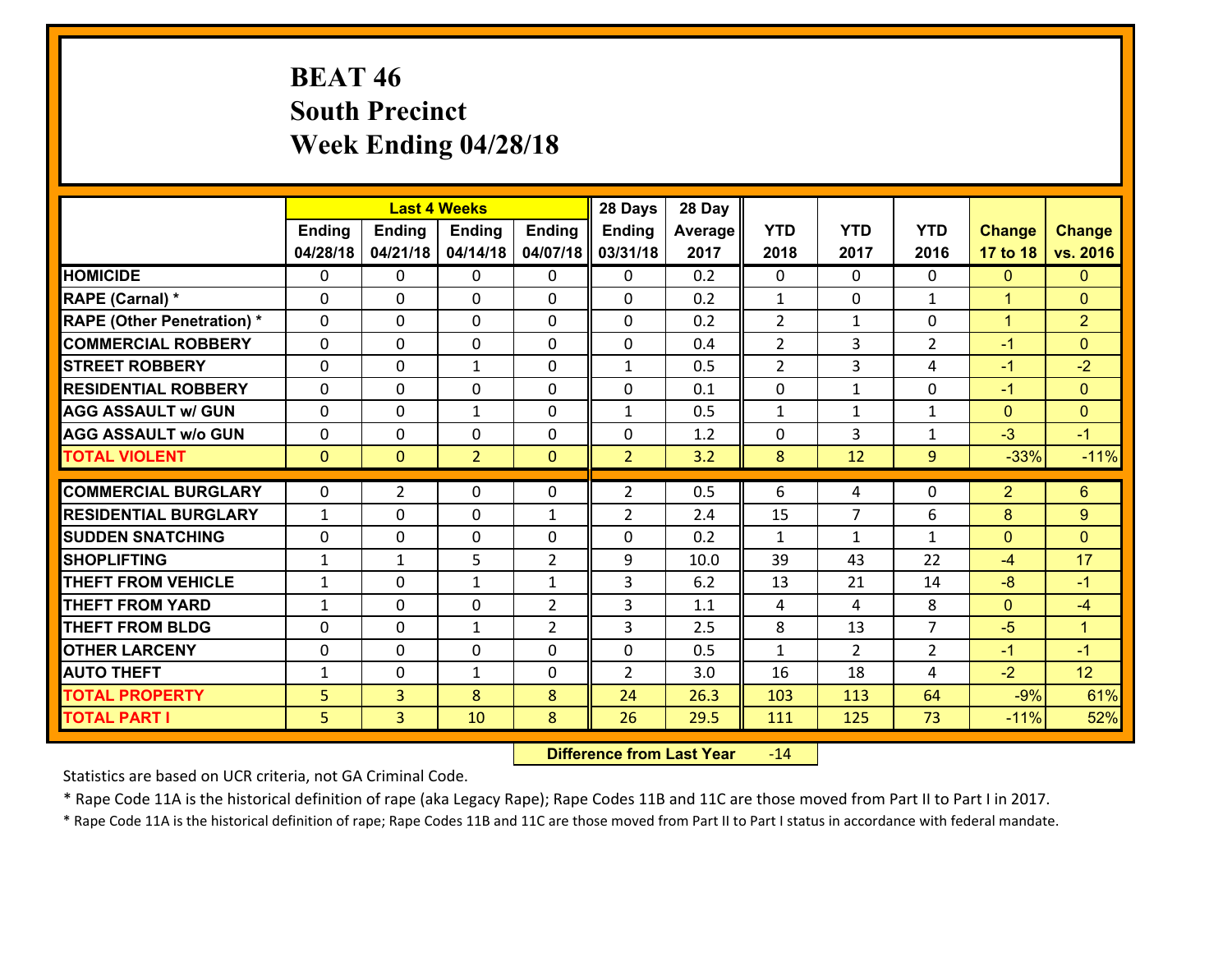# BEAT 46
# South Precinct
# Week Ending 04/28/18

| | Last 4 Weeks | | | | 28 Days | 28 Day | | | | | |
|---|---|---|---|---|---|---|---|---|---|---|---|
| | Ending 04/28/18 | Ending 04/21/18 | Ending 04/14/18 | Ending 04/07/18 | Ending 03/31/18 | Average 2017 | YTD 2018 | YTD 2017 | YTD 2016 | Change 17 to 18 | Change vs. 2016 |
| HOMICIDE | 0 | 0 | 0 | 0 | 0 | 0.2 | 0 | 0 | 0 | 0 | 0 |
| RAPE (Carnal) * | 0 | 0 | 0 | 0 | 0 | 0.2 | 1 | 0 | 1 | 1 | 0 |
| RAPE (Other Penetration) * | 0 | 0 | 0 | 0 | 0 | 0.2 | 2 | 1 | 0 | 1 | 2 |
| COMMERCIAL ROBBERY | 0 | 0 | 0 | 0 | 0 | 0.4 | 2 | 3 | 2 | -1 | 0 |
| STREET ROBBERY | 0 | 0 | 1 | 0 | 1 | 0.5 | 2 | 3 | 4 | -1 | -2 |
| RESIDENTIAL ROBBERY | 0 | 0 | 0 | 0 | 0 | 0.1 | 0 | 1 | 0 | -1 | 0 |
| AGG ASSAULT w/ GUN | 0 | 0 | 1 | 0 | 1 | 0.5 | 1 | 1 | 1 | 0 | 0 |
| AGG ASSAULT w/o GUN | 0 | 0 | 0 | 0 | 0 | 1.2 | 0 | 3 | 1 | -3 | -1 |
| TOTAL VIOLENT | 0 | 0 | 2 | 0 | 2 | 3.2 | 8 | 12 | 9 | -33% | -11% |
| COMMERCIAL BURGLARY | 0 | 2 | 0 | 0 | 2 | 0.5 | 6 | 4 | 0 | 2 | 6 |
| RESIDENTIAL BURGLARY | 1 | 0 | 0 | 1 | 2 | 2.4 | 15 | 7 | 6 | 8 | 9 |
| SUDDEN SNATCHING | 0 | 0 | 0 | 0 | 0 | 0.2 | 1 | 1 | 1 | 0 | 0 |
| SHOPLIFTING | 1 | 1 | 5 | 2 | 9 | 10.0 | 39 | 43 | 22 | -4 | 17 |
| THEFT FROM VEHICLE | 1 | 0 | 1 | 1 | 3 | 6.2 | 13 | 21 | 14 | -8 | -1 |
| THEFT FROM YARD | 1 | 0 | 0 | 2 | 3 | 1.1 | 4 | 4 | 8 | 0 | -4 |
| THEFT FROM BLDG | 0 | 0 | 1 | 2 | 3 | 2.5 | 8 | 13 | 7 | -5 | 1 |
| OTHER LARCENY | 0 | 0 | 0 | 0 | 0 | 0.5 | 1 | 2 | 2 | -1 | -1 |
| AUTO THEFT | 1 | 0 | 1 | 0 | 2 | 3.0 | 16 | 18 | 4 | -2 | 12 |
| TOTAL PROPERTY | 5 | 3 | 8 | 8 | 24 | 26.3 | 103 | 113 | 64 | -9% | 61% |
| TOTAL PART I | 5 | 3 | 10 | 8 | 26 | 29.5 | 111 | 125 | 73 | -11% | 52% |

**Difference from Last Year** -14

Statistics are based on UCR criteria, not GA Criminal Code.

* Rape Code 11A is the historical definition of rape (aka Legacy Rape); Rape Codes 11B and 11C are those moved from Part II to Part I in 2017.

* Rape Code 11A is the historical definition of rape; Rape Codes 11B and 11C are those moved from Part II to Part I status in accordance with federal mandate.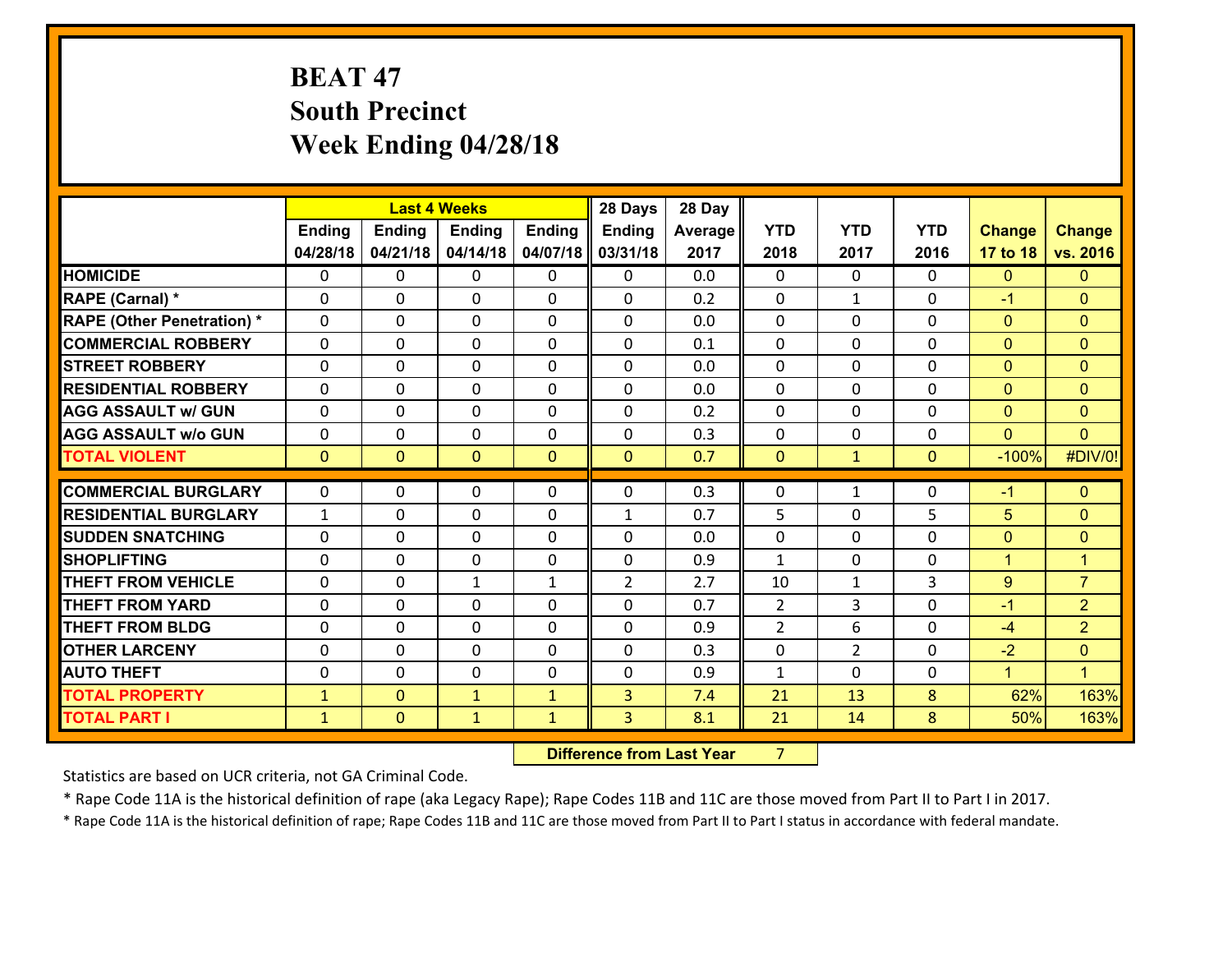# BEAT 47
## South Precinct
## Week Ending 04/28/18

| | Last 4 Weeks | | | | 28 Days | 28 Day | | | | | |
|---|---|---|---|---|---|---|---|---|---|---|---|
| | Ending 04/28/18 | Ending 04/21/18 | Ending 04/14/18 | Ending 04/07/18 | Ending 03/31/18 | Average 2017 | YTD 2018 | YTD 2017 | YTD 2016 | Change 17 to 18 | Change vs. 2016 |
| HOMICIDE | 0 | 0 | 0 | 0 | 0 | 0.0 | 0 | 0 | 0 | 0 | 0 |
| RAPE (Carnal) * | 0 | 0 | 0 | 0 | 0 | 0.2 | 0 | 1 | 0 | -1 | 0 |
| RAPE (Other Penetration) * | 0 | 0 | 0 | 0 | 0 | 0.0 | 0 | 0 | 0 | 0 | 0 |
| COMMERCIAL ROBBERY | 0 | 0 | 0 | 0 | 0 | 0.1 | 0 | 0 | 0 | 0 | 0 |
| STREET ROBBERY | 0 | 0 | 0 | 0 | 0 | 0.0 | 0 | 0 | 0 | 0 | 0 |
| RESIDENTIAL ROBBERY | 0 | 0 | 0 | 0 | 0 | 0.0 | 0 | 0 | 0 | 0 | 0 |
| AGG ASSAULT w/ GUN | 0 | 0 | 0 | 0 | 0 | 0.2 | 0 | 0 | 0 | 0 | 0 |
| AGG ASSAULT w/o GUN | 0 | 0 | 0 | 0 | 0 | 0.3 | 0 | 0 | 0 | 0 | 0 |
| TOTAL VIOLENT | 0 | 0 | 0 | 0 | 0 | 0.7 | 0 | 1 | 0 | -100% | #DIV/0! |
| COMMERCIAL BURGLARY | 0 | 0 | 0 | 0 | 0 | 0.3 | 0 | 1 | 0 | -1 | 0 |
| RESIDENTIAL BURGLARY | 1 | 0 | 0 | 0 | 1 | 0.7 | 5 | 0 | 5 | 5 | 0 |
| SUDDEN SNATCHING | 0 | 0 | 0 | 0 | 0 | 0.0 | 0 | 0 | 0 | 0 | 0 |
| SHOPLIFTING | 0 | 0 | 0 | 0 | 0 | 0.9 | 1 | 0 | 0 | 1 | 1 |
| THEFT FROM VEHICLE | 0 | 0 | 1 | 1 | 2 | 2.7 | 10 | 1 | 3 | 9 | 7 |
| THEFT FROM YARD | 0 | 0 | 0 | 0 | 0 | 0.7 | 2 | 3 | 0 | -1 | 2 |
| THEFT FROM BLDG | 0 | 0 | 0 | 0 | 0 | 0.9 | 2 | 6 | 0 | -4 | 2 |
| OTHER LARCENY | 0 | 0 | 0 | 0 | 0 | 0.3 | 0 | 2 | 0 | -2 | 0 |
| AUTO THEFT | 0 | 0 | 0 | 0 | 0 | 0.9 | 1 | 0 | 0 | 1 | 1 |
| TOTAL PROPERTY | 1 | 0 | 1 | 1 | 3 | 7.4 | 21 | 13 | 8 | 62% | 163% |
| TOTAL PART I | 1 | 0 | 1 | 1 | 3 | 8.1 | 21 | 14 | 8 | 50% | 163% |

**Difference from Last Year** 7

Statistics are based on UCR criteria, not GA Criminal Code.

* Rape Code 11A is the historical definition of rape (aka Legacy Rape); Rape Codes 11B and 11C are those moved from Part II to Part I in 2017.

* Rape Code 11A is the historical definition of rape; Rape Codes 11B and 11C are those moved from Part II to Part I status in accordance with federal mandate.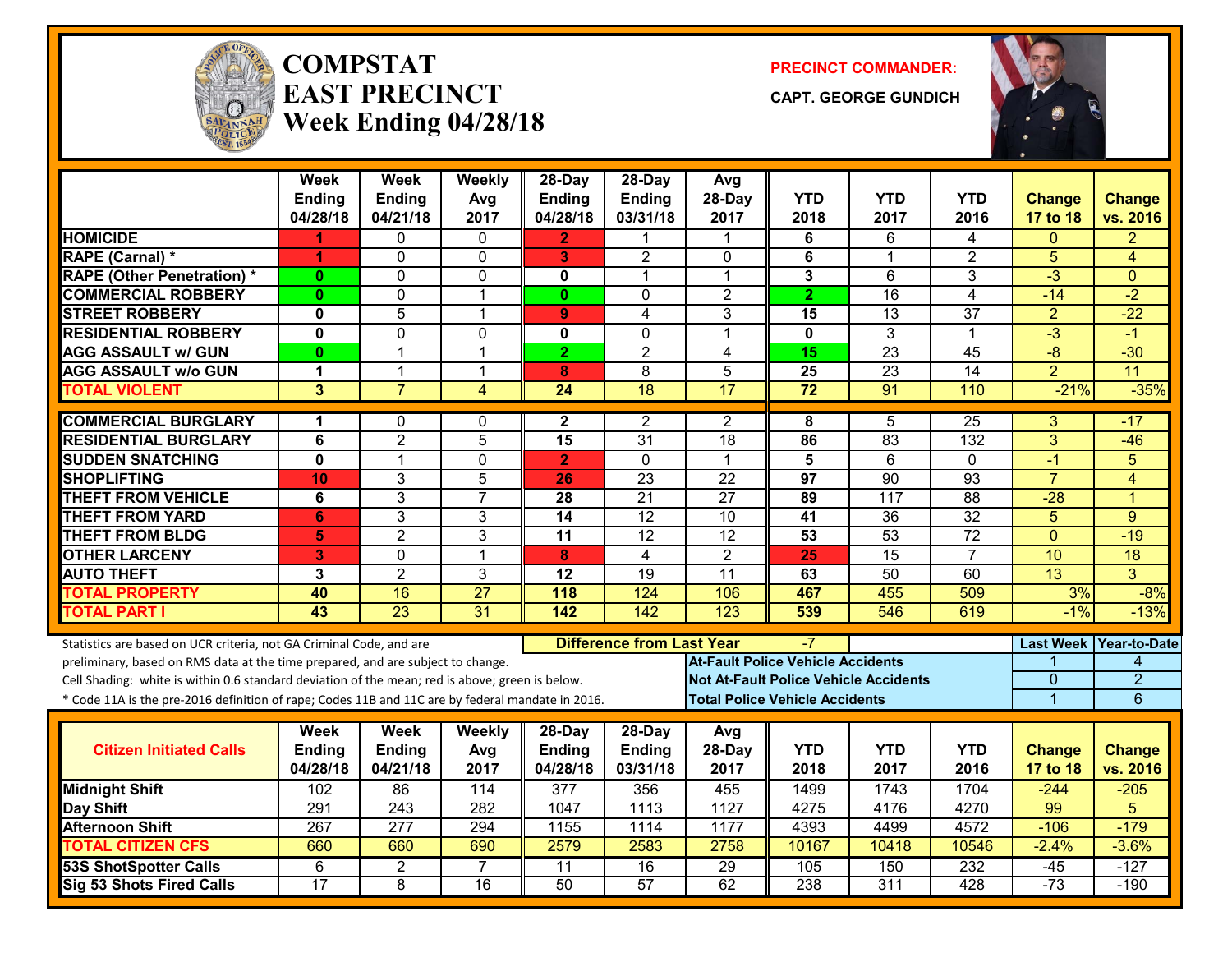# COMPSTAT
# EAST PRECINCT
## Week Ending 04/28/18

**PRECINCT COMMANDER:**

**CAPT. GEORGE GUNDICH**

| | Week Ending 04/28/18 | Week Ending 04/21/18 | Weekly Avg 2017 | 28-Day Ending 04/28/18 | 28-Day Ending 03/31/18 | Avg 28-Day 2017 | YTD 2018 | YTD 2017 | YTD 2016 | Change 17 to 18 | Change vs. 2016 |
|---|---|---|---|---|---|---|---|---|---|---|---|
| HOMICIDE | 1 | 0 | 0 | 2 | 1 | 1 | 6 | 6 | 4 | 0 | 2 |
| RAPE (Carnal) * | 1 | 0 | 0 | 3 | 2 | 0 | 6 | 1 | 2 | 5 | 4 |
| RAPE (Other Penetration) * | 0 | 0 | 0 | 0 | 1 | 1 | 3 | 6 | 3 | -3 | 0 |
| COMMERCIAL ROBBERY | 0 | 0 | 1 | 0 | 0 | 2 | 2 | 16 | 4 | -14 | -2 |
| STREET ROBBERY | 0 | 5 | 1 | 9 | 4 | 3 | 15 | 13 | 37 | 2 | -22 |
| RESIDENTIAL ROBBERY | 0 | 0 | 0 | 0 | 0 | 1 | 0 | 3 | 1 | -3 | -1 |
| AGG ASSAULT w/ GUN | 0 | 1 | 1 | 2 | 2 | 4 | 15 | 23 | 45 | -8 | -30 |
| AGG ASSAULT w/o GUN | 1 | 1 | 1 | 8 | 8 | 5 | 25 | 23 | 14 | 2 | 11 |
| TOTAL VIOLENT | 3 | 7 | 4 | 24 | 18 | 17 | 72 | 91 | 110 | -21% | -35% |
| COMMERCIAL BURGLARY | 1 | 0 | 0 | 2 | 2 | 2 | 8 | 5 | 25 | 3 | -17 |
| RESIDENTIAL BURGLARY | 6 | 2 | 5 | 15 | 31 | 18 | 86 | 83 | 132 | 3 | -46 |
| SUDDEN SNATCHING | 0 | 1 | 0 | 2 | 0 | 1 | 5 | 6 | 0 | -1 | 5 |
| SHOPLIFTING | 10 | 3 | 5 | 26 | 23 | 22 | 97 | 90 | 93 | 7 | 4 |
| THEFT FROM VEHICLE | 6 | 3 | 7 | 28 | 21 | 27 | 89 | 117 | 88 | -28 | 1 |
| THEFT FROM YARD | 6 | 3 | 3 | 14 | 12 | 10 | 41 | 36 | 32 | 5 | 9 |
| THEFT FROM BLDG | 5 | 2 | 3 | 11 | 12 | 12 | 53 | 53 | 72 | 0 | -19 |
| OTHER LARCENY | 3 | 0 | 1 | 8 | 4 | 2 | 25 | 15 | 7 | 10 | 18 |
| AUTO THEFT | 3 | 2 | 3 | 12 | 19 | 11 | 63 | 50 | 60 | 13 | 3 |
| TOTAL PROPERTY | 40 | 16 | 27 | 118 | 124 | 106 | 467 | 455 | 509 | 3% | -8% |
| TOTAL PART I | 43 | 23 | 31 | 142 | 142 | 123 | 539 | 546 | 619 | -1% | -13% |

Statistics are based on UCR criteria, not GA Criminal Code, and are preliminary, based on RMS data at the time prepared, and are subject to change.

Cell Shading: white is within 0.6 standard deviation of the mean; red is above; green is below.

* Code 11A is the pre-2016 definition of rape; Codes 11B and 11C are by federal mandate in 2016.

**Difference from Last Year:** -7

| | Last Week | Year-to-Date |
|---|---|---|
| At-Fault Police Vehicle Accidents | 1 | 4 |
| Not At-Fault Police Vehicle Accidents | 0 | 2 |
| Total Police Vehicle Accidents | 1 | 6 |

| Citizen Initiated Calls | Week Ending 04/28/18 | Week Ending 04/21/18 | Weekly Avg 2017 | 28-Day Ending 04/28/18 | 28-Day Ending 03/31/18 | Avg 28-Day 2017 | YTD 2018 | YTD 2017 | YTD 2016 | Change 17 to 18 | Change vs. 2016 |
|---|---|---|---|---|---|---|---|---|---|---|---|
| Midnight Shift | 102 | 86 | 114 | 377 | 356 | 455 | 1499 | 1743 | 1704 | -244 | -205 |
| Day Shift | 291 | 243 | 282 | 1047 | 1113 | 1127 | 4275 | 4176 | 4270 | 99 | 5 |
| Afternoon Shift | 267 | 277 | 294 | 1155 | 1114 | 1177 | 4393 | 4499 | 4572 | -106 | -179 |
| TOTAL CITIZEN CFS | 660 | 660 | 690 | 2579 | 2583 | 2758 | 10167 | 10418 | 10546 | -2.4% | -3.6% |
| 53S ShotSpotter Calls | 6 | 2 | 7 | 11 | 16 | 29 | 105 | 150 | 232 | -45 | -127 |
| Sig 53 Shots Fired Calls | 17 | 8 | 16 | 50 | 57 | 62 | 238 | 311 | 428 | -73 | -190 |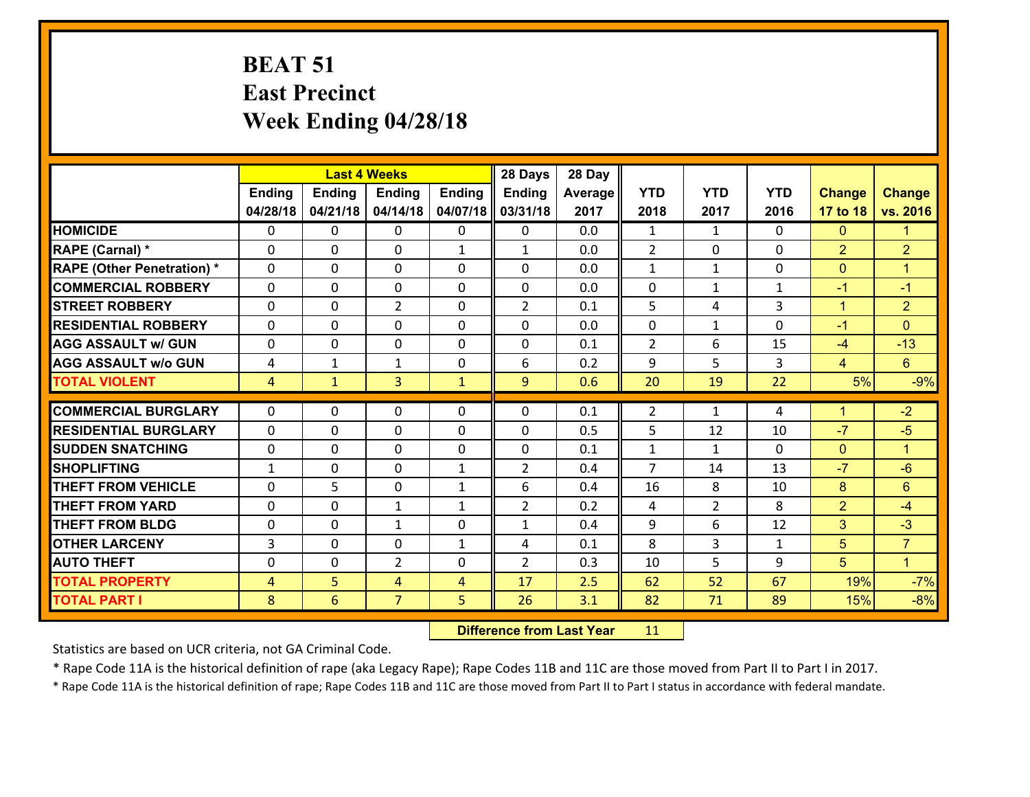# BEAT 51
## East Precinct
## Week Ending 04/28/18

| | Last 4 Weeks | | | | 28 Days | 28 Day | | | | | |
|---|---|---|---|---|---|---|---|---|---|---|---|
| | Ending 04/28/18 | Ending 04/21/18 | Ending 04/14/18 | Ending 04/07/18 | Ending 03/31/18 | Average 2017 | YTD 2018 | YTD 2017 | YTD 2016 | Change 17 to 18 | Change vs. 2016 |
| HOMICIDE | 0 | 0 | 0 | 0 | 0 | 0.0 | 1 | 1 | 0 | 0 | 1 |
| RAPE (Carnal) * | 0 | 0 | 0 | 1 | 1 | 0.0 | 2 | 0 | 0 | 2 | 2 |
| RAPE (Other Penetration) * | 0 | 0 | 0 | 0 | 0 | 0.0 | 1 | 1 | 0 | 0 | 1 |
| COMMERCIAL ROBBERY | 0 | 0 | 0 | 0 | 0 | 0.0 | 0 | 1 | 1 | -1 | -1 |
| STREET ROBBERY | 0 | 0 | 2 | 0 | 2 | 0.1 | 5 | 4 | 3 | 1 | 2 |
| RESIDENTIAL ROBBERY | 0 | 0 | 0 | 0 | 0 | 0.0 | 0 | 1 | 0 | -1 | 0 |
| AGG ASSAULT w/ GUN | 0 | 0 | 0 | 0 | 0 | 0.1 | 2 | 6 | 15 | -4 | -13 |
| AGG ASSAULT w/o GUN | 4 | 1 | 1 | 0 | 6 | 0.2 | 9 | 5 | 3 | 4 | 6 |
| TOTAL VIOLENT | 4 | 1 | 3 | 1 | 9 | 0.6 | 20 | 19 | 22 | 5% | -9% |
| COMMERCIAL BURGLARY | 0 | 0 | 0 | 0 | 0 | 0.1 | 2 | 1 | 4 | 1 | -2 |
| RESIDENTIAL BURGLARY | 0 | 0 | 0 | 0 | 0 | 0.5 | 5 | 12 | 10 | -7 | -5 |
| SUDDEN SNATCHING | 0 | 0 | 0 | 0 | 0 | 0.1 | 1 | 1 | 0 | 0 | 1 |
| SHOPLIFTING | 1 | 0 | 0 | 1 | 2 | 0.4 | 7 | 14 | 13 | -7 | -6 |
| THEFT FROM VEHICLE | 0 | 5 | 0 | 1 | 6 | 0.4 | 16 | 8 | 10 | 8 | 6 |
| THEFT FROM YARD | 0 | 0 | 1 | 1 | 2 | 0.2 | 4 | 2 | 8 | 2 | -4 |
| THEFT FROM BLDG | 0 | 0 | 1 | 0 | 1 | 0.4 | 9 | 6 | 12 | 3 | -3 |
| OTHER LARCENY | 3 | 0 | 0 | 1 | 4 | 0.1 | 8 | 3 | 1 | 5 | 7 |
| AUTO THEFT | 0 | 0 | 2 | 0 | 2 | 0.3 | 10 | 5 | 9 | 5 | 1 |
| TOTAL PROPERTY | 4 | 5 | 4 | 4 | 17 | 2.5 | 62 | 52 | 67 | 19% | -7% |
| TOTAL PART I | 8 | 6 | 7 | 5 | 26 | 3.1 | 82 | 71 | 89 | 15% | -8% |

**Difference from Last Year** 11

Statistics are based on UCR criteria, not GA Criminal Code.

* Rape Code 11A is the historical definition of rape (aka Legacy Rape); Rape Codes 11B and 11C are those moved from Part II to Part I in 2017.

* Rape Code 11A is the historical definition of rape; Rape Codes 11B and 11C are those moved from Part II to Part I status in accordance with federal mandate.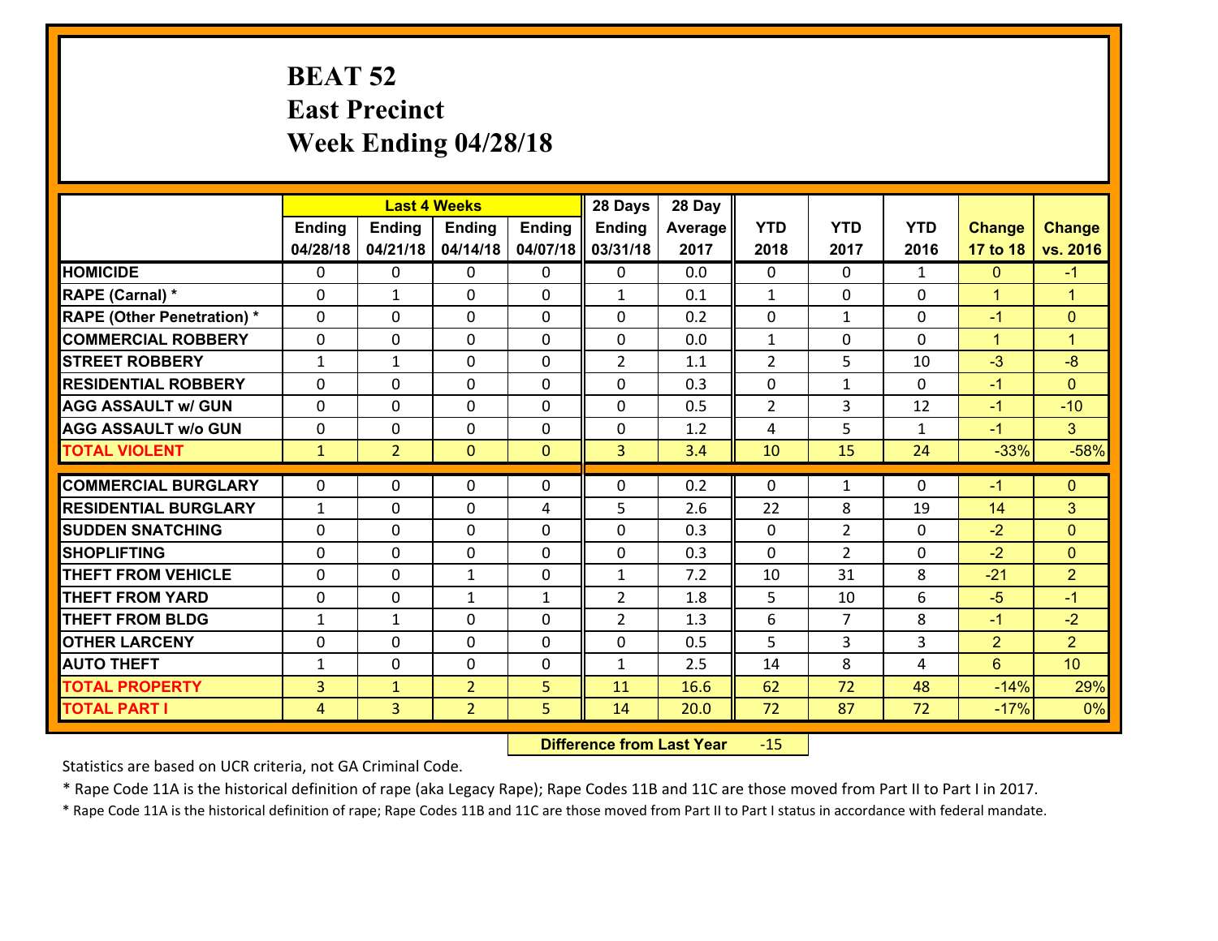# BEAT 52
# East Precinct
# Week Ending 04/28/18

| | Last 4 Weeks | | | | 28 Days | 28 Day | | | | | |
|---|---|---|---|---|---|---|---|---|---|---|---|
| | Ending 04/28/18 | Ending 04/21/18 | Ending 04/14/18 | Ending 04/07/18 | Ending 03/31/18 | Average 2017 | YTD 2018 | YTD 2017 | YTD 2016 | Change 17 to 18 | Change vs. 2016 |
| HOMICIDE | 0 | 0 | 0 | 0 | 0 | 0.0 | 0 | 0 | 1 | 0 | -1 |
| RAPE (Carnal) * | 0 | 1 | 0 | 0 | 1 | 0.1 | 1 | 0 | 0 | 1 | 1 |
| RAPE (Other Penetration) * | 0 | 0 | 0 | 0 | 0 | 0.2 | 0 | 1 | 0 | -1 | 0 |
| COMMERCIAL ROBBERY | 0 | 0 | 0 | 0 | 0 | 0.0 | 1 | 0 | 0 | 1 | 1 |
| STREET ROBBERY | 1 | 1 | 0 | 0 | 2 | 1.1 | 2 | 5 | 10 | -3 | -8 |
| RESIDENTIAL ROBBERY | 0 | 0 | 0 | 0 | 0 | 0.3 | 0 | 1 | 0 | -1 | 0 |
| AGG ASSAULT w/ GUN | 0 | 0 | 0 | 0 | 0 | 0.5 | 2 | 3 | 12 | -1 | -10 |
| AGG ASSAULT w/o GUN | 0 | 0 | 0 | 0 | 0 | 1.2 | 4 | 5 | 1 | -1 | 3 |
| TOTAL VIOLENT | 1 | 2 | 0 | 0 | 3 | 3.4 | 10 | 15 | 24 | -33% | -58% |
| COMMERCIAL BURGLARY | 0 | 0 | 0 | 0 | 0 | 0.2 | 0 | 1 | 0 | -1 | 0 |
| RESIDENTIAL BURGLARY | 1 | 0 | 0 | 4 | 5 | 2.6 | 22 | 8 | 19 | 14 | 3 |
| SUDDEN SNATCHING | 0 | 0 | 0 | 0 | 0 | 0.3 | 0 | 2 | 0 | -2 | 0 |
| SHOPLIFTING | 0 | 0 | 0 | 0 | 0 | 0.3 | 0 | 2 | 0 | -2 | 0 |
| THEFT FROM VEHICLE | 0 | 0 | 1 | 0 | 1 | 7.2 | 10 | 31 | 8 | -21 | 2 |
| THEFT FROM YARD | 0 | 0 | 1 | 1 | 2 | 1.8 | 5 | 10 | 6 | -5 | -1 |
| THEFT FROM BLDG | 1 | 1 | 0 | 0 | 2 | 1.3 | 6 | 7 | 8 | -1 | -2 |
| OTHER LARCENY | 0 | 0 | 0 | 0 | 0 | 0.5 | 5 | 3 | 3 | 2 | 2 |
| AUTO THEFT | 1 | 0 | 0 | 0 | 1 | 2.5 | 14 | 8 | 4 | 6 | 10 |
| TOTAL PROPERTY | 3 | 1 | 2 | 5 | 11 | 16.6 | 62 | 72 | 48 | -14% | 29% |
| TOTAL PART I | 4 | 3 | 2 | 5 | 14 | 20.0 | 72 | 87 | 72 | -17% | 0% |

**Difference from Last Year** -15

Statistics are based on UCR criteria, not GA Criminal Code.

* Rape Code 11A is the historical definition of rape (aka Legacy Rape); Rape Codes 11B and 11C are those moved from Part II to Part I in 2017.

* Rape Code 11A is the historical definition of rape; Rape Codes 11B and 11C are those moved from Part II to Part I status in accordance with federal mandate.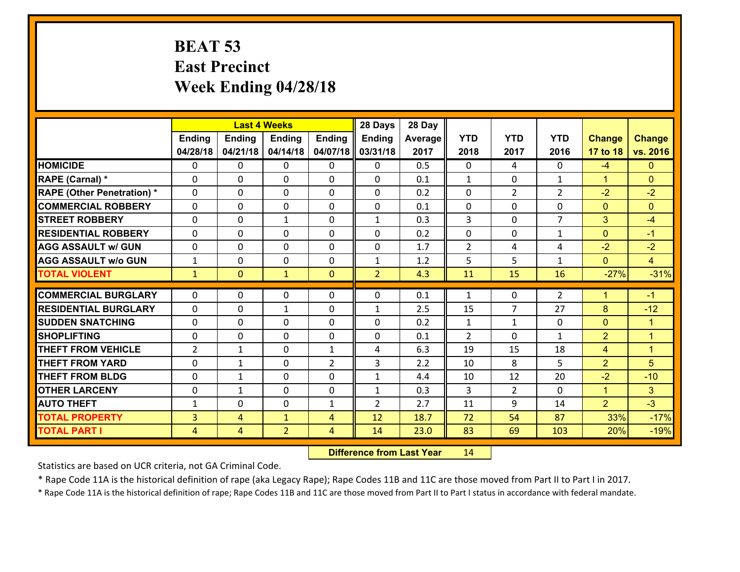# BEAT 53
## East Precinct
## Week Ending 04/28/18

| | Last 4 Weeks | | | | 28 Days | 28 Day | | | | | |
|---|---|---|---|---|---|---|---|---|---|---|---|
| | Ending 04/28/18 | Ending 04/21/18 | Ending 04/14/18 | Ending 04/07/18 | Ending 03/31/18 | Average 2017 | YTD 2018 | YTD 2017 | YTD 2016 | Change 17 to 18 | Change vs. 2016 |
| HOMICIDE | 0 | 0 | 0 | 0 | 0 | 0.5 | 0 | 4 | 0 | -4 | 0 |
| RAPE (Carnal) * | 0 | 0 | 0 | 0 | 0 | 0.1 | 1 | 0 | 1 | 1 | 0 |
| RAPE (Other Penetration) * | 0 | 0 | 0 | 0 | 0 | 0.2 | 0 | 2 | 2 | -2 | -2 |
| COMMERCIAL ROBBERY | 0 | 0 | 0 | 0 | 0 | 0.1 | 0 | 0 | 0 | 0 | 0 |
| STREET ROBBERY | 0 | 0 | 1 | 0 | 1 | 0.3 | 3 | 0 | 7 | 3 | -4 |
| RESIDENTIAL ROBBERY | 0 | 0 | 0 | 0 | 0 | 0.2 | 0 | 0 | 1 | 0 | -1 |
| AGG ASSAULT w/ GUN | 0 | 0 | 0 | 0 | 0 | 1.7 | 2 | 4 | 4 | -2 | -2 |
| AGG ASSAULT w/o GUN | 1 | 0 | 0 | 0 | 1 | 1.2 | 5 | 5 | 1 | 0 | 4 |
| TOTAL VIOLENT | 1 | 0 | 1 | 0 | 2 | 4.3 | 11 | 15 | 16 | -27% | -31% |
| COMMERCIAL BURGLARY | 0 | 0 | 0 | 0 | 0 | 0.1 | 1 | 0 | 2 | 1 | -1 |
| RESIDENTIAL BURGLARY | 0 | 0 | 1 | 0 | 1 | 2.5 | 15 | 7 | 27 | 8 | -12 |
| SUDDEN SNATCHING | 0 | 0 | 0 | 0 | 0 | 0.2 | 1 | 1 | 0 | 0 | 1 |
| SHOPLIFTING | 0 | 0 | 0 | 0 | 0 | 0.1 | 2 | 0 | 1 | 2 | 1 |
| THEFT FROM VEHICLE | 2 | 1 | 0 | 1 | 4 | 6.3 | 19 | 15 | 18 | 4 | 1 |
| THEFT FROM YARD | 0 | 1 | 0 | 2 | 3 | 2.2 | 10 | 8 | 5 | 2 | 5 |
| THEFT FROM BLDG | 0 | 1 | 0 | 0 | 1 | 4.4 | 10 | 12 | 20 | -2 | -10 |
| OTHER LARCENY | 0 | 1 | 0 | 0 | 1 | 0.3 | 3 | 2 | 0 | 1 | 3 |
| AUTO THEFT | 1 | 0 | 0 | 1 | 2 | 2.7 | 11 | 9 | 14 | 2 | -3 |
| TOTAL PROPERTY | 3 | 4 | 1 | 4 | 12 | 18.7 | 72 | 54 | 87 | 33% | -17% |
| TOTAL PART I | 4 | 4 | 2 | 4 | 14 | 23.0 | 83 | 69 | 103 | 20% | -19% |

**Difference from Last Year** 14

Statistics are based on UCR criteria, not GA Criminal Code.

* Rape Code 11A is the historical definition of rape (aka Legacy Rape); Rape Codes 11B and 11C are those moved from Part II to Part I in 2017.

* Rape Code 11A is the historical definition of rape; Rape Codes 11B and 11C are those moved from Part II to Part I status in accordance with federal mandate.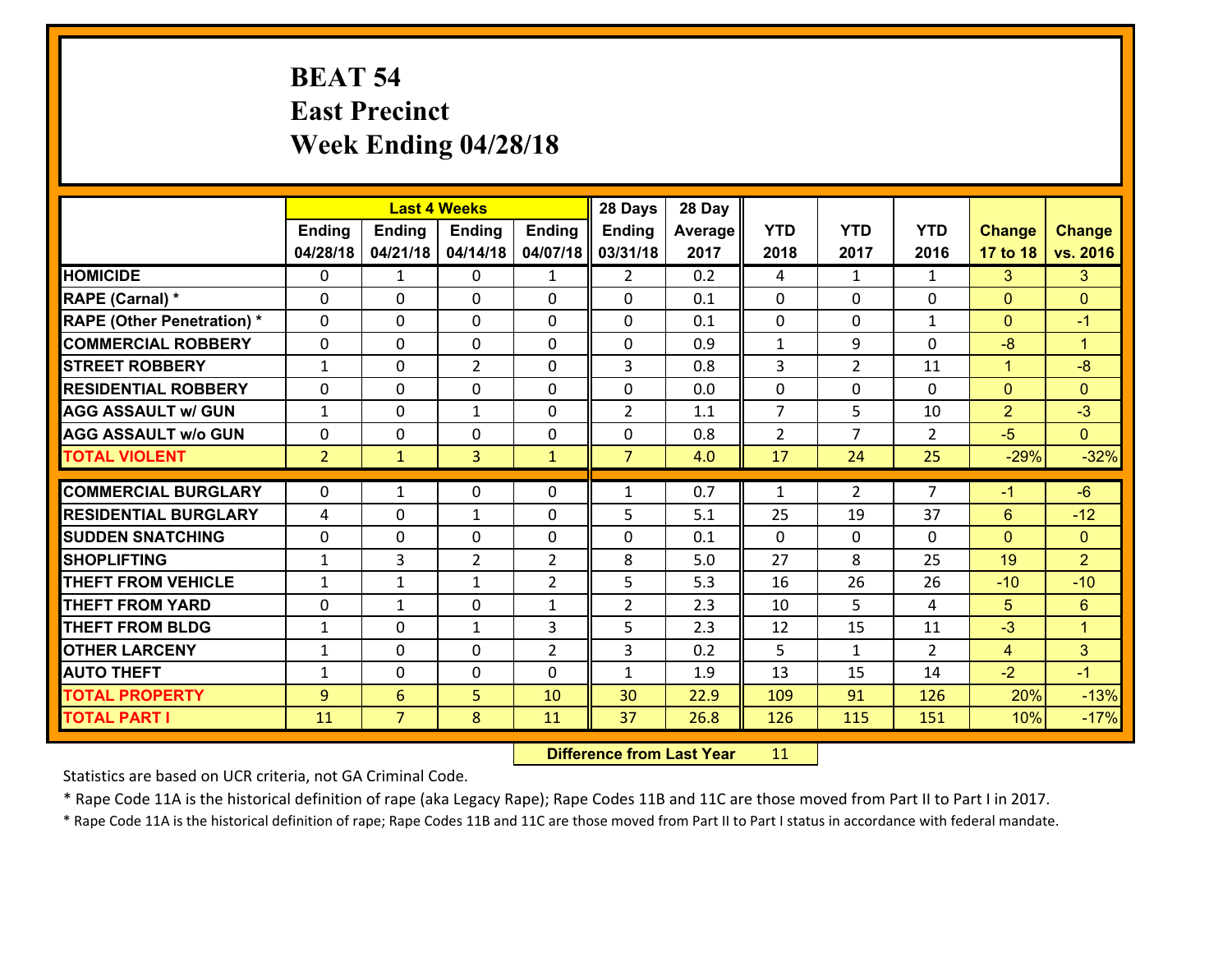# BEAT 54
## East Precinct
## Week Ending 04/28/18

| | Last 4 Weeks | | | | 28 Days | 28 Day | | | | | |
|---|---|---|---|---|---|---|---|---|---|---|---|
| | Ending 04/28/18 | Ending 04/21/18 | Ending 04/14/18 | Ending 04/07/18 | Ending 03/31/18 | Average 2017 | YTD 2018 | YTD 2017 | YTD 2016 | Change 17 to 18 | Change vs. 2016 |
| **HOMICIDE** | 0 | 1 | 0 | 1 | 2 | 0.2 | 4 | 1 | 1 | 3 | 3 |
| **RAPE (Carnal) *** | 0 | 0 | 0 | 0 | 0 | 0.1 | 0 | 0 | 0 | 0 | 0 |
| **RAPE (Other Penetration) *** | 0 | 0 | 0 | 0 | 0 | 0.1 | 0 | 0 | 1 | 0 | -1 |
| **COMMERCIAL ROBBERY** | 0 | 0 | 0 | 0 | 0 | 0.9 | 1 | 9 | 0 | -8 | 1 |
| **STREET ROBBERY** | 1 | 0 | 2 | 0 | 3 | 0.8 | 3 | 2 | 11 | 1 | -8 |
| **RESIDENTIAL ROBBERY** | 0 | 0 | 0 | 0 | 0 | 0.0 | 0 | 0 | 0 | 0 | 0 |
| **AGG ASSAULT w/ GUN** | 1 | 0 | 1 | 0 | 2 | 1.1 | 7 | 5 | 10 | 2 | -3 |
| **AGG ASSAULT w/o GUN** | 0 | 0 | 0 | 0 | 0 | 0.8 | 2 | 7 | 2 | -5 | 0 |
| **TOTAL VIOLENT** | 2 | 1 | 3 | 1 | 7 | 4.0 | 17 | 24 | 25 | -29% | -32% |
| **COMMERCIAL BURGLARY** | 0 | 1 | 0 | 0 | 1 | 0.7 | 1 | 2 | 7 | -1 | -6 |
| **RESIDENTIAL BURGLARY** | 4 | 0 | 1 | 0 | 5 | 5.1 | 25 | 19 | 37 | 6 | -12 |
| **SUDDEN SNATCHING** | 0 | 0 | 0 | 0 | 0 | 0.1 | 0 | 0 | 0 | 0 | 0 |
| **SHOPLIFTING** | 1 | 3 | 2 | 2 | 8 | 5.0 | 27 | 8 | 25 | 19 | 2 |
| **THEFT FROM VEHICLE** | 1 | 1 | 1 | 2 | 5 | 5.3 | 16 | 26 | 26 | -10 | -10 |
| **THEFT FROM YARD** | 0 | 1 | 0 | 1 | 2 | 2.3 | 10 | 5 | 4 | 5 | 6 |
| **THEFT FROM BLDG** | 1 | 0 | 1 | 3 | 5 | 2.3 | 12 | 15 | 11 | -3 | 1 |
| **OTHER LARCENY** | 1 | 0 | 0 | 2 | 3 | 0.2 | 5 | 1 | 2 | 4 | 3 |
| **AUTO THEFT** | 1 | 0 | 0 | 0 | 1 | 1.9 | 13 | 15 | 14 | -2 | -1 |
| **TOTAL PROPERTY** | 9 | 6 | 5 | 10 | 30 | 22.9 | 109 | 91 | 126 | 20% | -13% |
| **TOTAL PART I** | 11 | 7 | 8 | 11 | 37 | 26.8 | 126 | 115 | 151 | 10% | -17% |

**Difference from Last Year** 11

Statistics are based on UCR criteria, not GA Criminal Code.

* Rape Code 11A is the historical definition of rape (aka Legacy Rape); Rape Codes 11B and 11C are those moved from Part II to Part I in 2017.

* Rape Code 11A is the historical definition of rape; Rape Codes 11B and 11C are those moved from Part II to Part I status in accordance with federal mandate.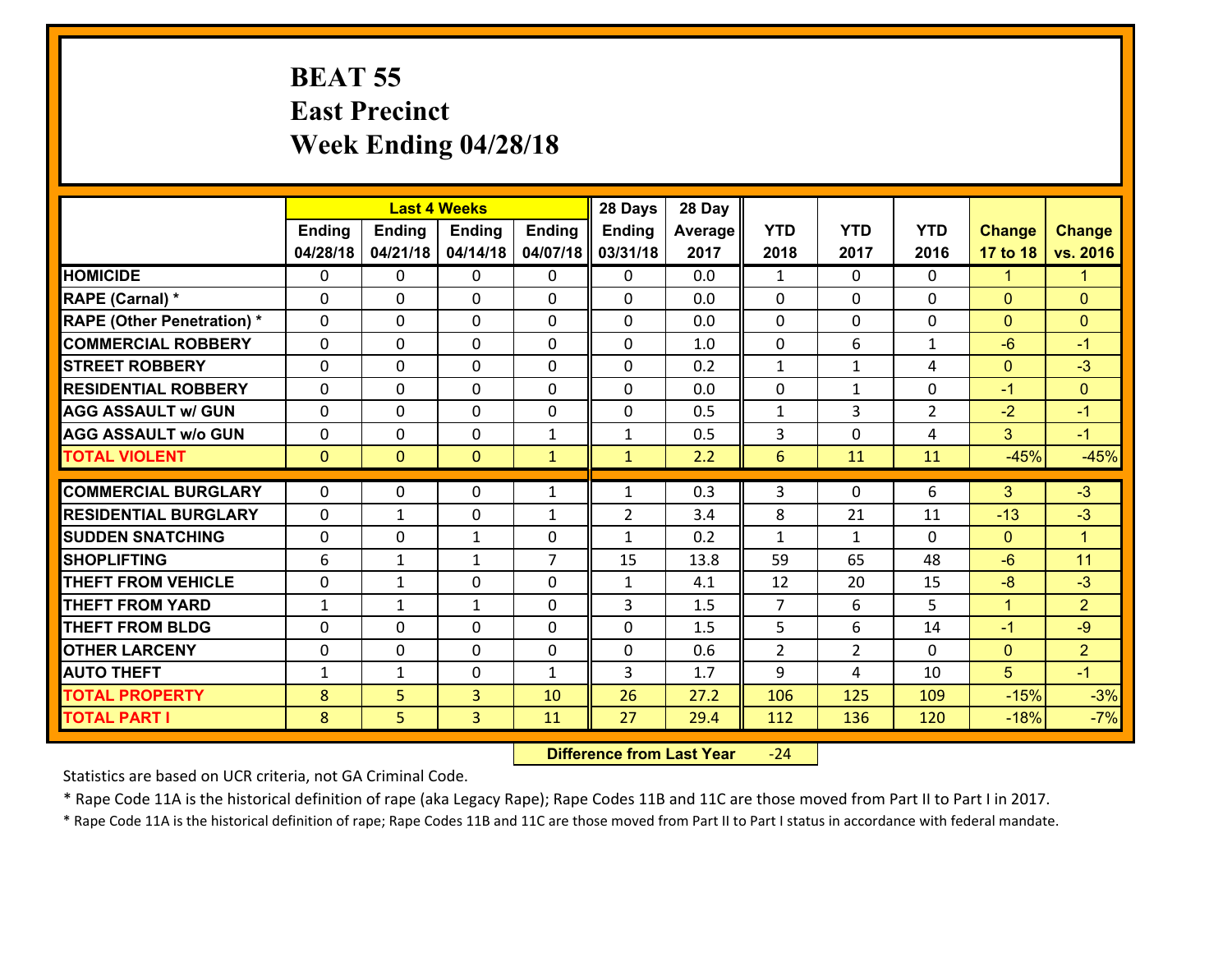# BEAT 55
## East Precinct
## Week Ending 04/28/18

| | Last 4 Weeks | | | | 28 Days | 28 Day | | | | | |
|---|---|---|---|---|---|---|---|---|---|---|---|
| | Ending 04/28/18 | Ending 04/21/18 | Ending 04/14/18 | Ending 04/07/18 | Ending 03/31/18 | Average 2017 | YTD 2018 | YTD 2017 | YTD 2016 | Change 17 to 18 | Change vs. 2016 |
| **HOMICIDE** | 0 | 0 | 0 | 0 | 0 | 0.0 | 1 | 0 | 0 | 1 | 1 |
| **RAPE (Carnal) *** | 0 | 0 | 0 | 0 | 0 | 0.0 | 0 | 0 | 0 | 0 | 0 |
| **RAPE (Other Penetration) *** | 0 | 0 | 0 | 0 | 0 | 0.0 | 0 | 0 | 0 | 0 | 0 |
| **COMMERCIAL ROBBERY** | 0 | 0 | 0 | 0 | 0 | 1.0 | 0 | 6 | 1 | -6 | -1 |
| **STREET ROBBERY** | 0 | 0 | 0 | 0 | 0 | 0.2 | 1 | 1 | 4 | 0 | -3 |
| **RESIDENTIAL ROBBERY** | 0 | 0 | 0 | 0 | 0 | 0.0 | 0 | 1 | 0 | -1 | 0 |
| **AGG ASSAULT w/ GUN** | 0 | 0 | 0 | 0 | 0 | 0.5 | 1 | 3 | 2 | -2 | -1 |
| **AGG ASSAULT w/o GUN** | 0 | 0 | 0 | 1 | 1 | 0.5 | 3 | 0 | 4 | 3 | -1 |
| **TOTAL VIOLENT** | 0 | 0 | 0 | 1 | 1 | 2.2 | 6 | 11 | 11 | -45% | -45% |
| **COMMERCIAL BURGLARY** | 0 | 0 | 0 | 1 | 1 | 0.3 | 3 | 0 | 6 | 3 | -3 |
| **RESIDENTIAL BURGLARY** | 0 | 1 | 0 | 1 | 2 | 3.4 | 8 | 21 | 11 | -13 | -3 |
| **SUDDEN SNATCHING** | 0 | 0 | 1 | 0 | 1 | 0.2 | 1 | 1 | 0 | 0 | 1 |
| **SHOPLIFTING** | 6 | 1 | 1 | 7 | 15 | 13.8 | 59 | 65 | 48 | -6 | 11 |
| **THEFT FROM VEHICLE** | 0 | 1 | 0 | 0 | 1 | 4.1 | 12 | 20 | 15 | -8 | -3 |
| **THEFT FROM YARD** | 1 | 1 | 1 | 0 | 3 | 1.5 | 7 | 6 | 5 | 1 | 2 |
| **THEFT FROM BLDG** | 0 | 0 | 0 | 0 | 0 | 1.5 | 5 | 6 | 14 | -1 | -9 |
| **OTHER LARCENY** | 0 | 0 | 0 | 0 | 0 | 0.6 | 2 | 2 | 0 | 0 | 2 |
| **AUTO THEFT** | 1 | 1 | 0 | 1 | 3 | 1.7 | 9 | 4 | 10 | 5 | -1 |
| **TOTAL PROPERTY** | 8 | 5 | 3 | 10 | 26 | 27.2 | 106 | 125 | 109 | -15% | -3% |
| **TOTAL PART I** | 8 | 5 | 3 | 11 | 27 | 29.4 | 112 | 136 | 120 | -18% | -7% |

**Difference from Last Year** -24

Statistics are based on UCR criteria, not GA Criminal Code.

* Rape Code 11A is the historical definition of rape (aka Legacy Rape); Rape Codes 11B and 11C are those moved from Part II to Part I in 2017.

* Rape Code 11A is the historical definition of rape; Rape Codes 11B and 11C are those moved from Part II to Part I status in accordance with federal mandate.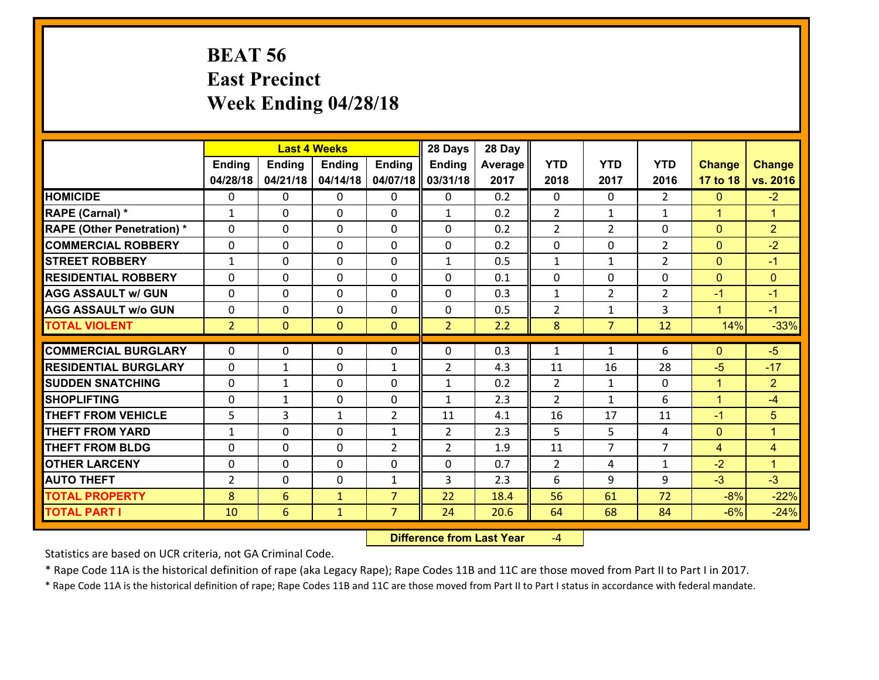# BEAT 56
## East Precinct
## Week Ending 04/28/18

| | Last 4 Weeks | | | | 28 Days | 28 Day | | | | | |
|---|---|---|---|---|---|---|---|---|---|---|---|
| | Ending 04/28/18 | Ending 04/21/18 | Ending 04/14/18 | Ending 04/07/18 | Ending 03/31/18 | Average 2017 | YTD 2018 | YTD 2017 | YTD 2016 | Change 17 to 18 | Change vs. 2016 |
| **HOMICIDE** | 0 | 0 | 0 | 0 | 0 | 0.2 | 0 | 0 | 2 | 0 | -2 |
| **RAPE (Carnal) *** | 1 | 0 | 0 | 0 | 1 | 0.2 | 2 | 1 | 1 | 1 | 1 |
| **RAPE (Other Penetration) *** | 0 | 0 | 0 | 0 | 0 | 0.2 | 2 | 2 | 0 | 0 | 2 |
| **COMMERCIAL ROBBERY** | 0 | 0 | 0 | 0 | 0 | 0.2 | 0 | 0 | 2 | 0 | -2 |
| **STREET ROBBERY** | 1 | 0 | 0 | 0 | 1 | 0.5 | 1 | 1 | 2 | 0 | -1 |
| **RESIDENTIAL ROBBERY** | 0 | 0 | 0 | 0 | 0 | 0.1 | 0 | 0 | 0 | 0 | 0 |
| **AGG ASSAULT w/ GUN** | 0 | 0 | 0 | 0 | 0 | 0.3 | 1 | 2 | 2 | -1 | -1 |
| **AGG ASSAULT w/o GUN** | 0 | 0 | 0 | 0 | 0 | 0.5 | 2 | 1 | 3 | 1 | -1 |
| **TOTAL VIOLENT** | 2 | 0 | 0 | 0 | 2 | 2.2 | 8 | 7 | 12 | 14% | -33% |
| **COMMERCIAL BURGLARY** | 0 | 0 | 0 | 0 | 0 | 0.3 | 1 | 1 | 6 | 0 | -5 |
| **RESIDENTIAL BURGLARY** | 0 | 1 | 0 | 1 | 2 | 4.3 | 11 | 16 | 28 | -5 | -17 |
| **SUDDEN SNATCHING** | 0 | 1 | 0 | 0 | 1 | 0.2 | 2 | 1 | 0 | 1 | 2 |
| **SHOPLIFTING** | 0 | 1 | 0 | 0 | 1 | 2.3 | 2 | 1 | 6 | 1 | -4 |
| **THEFT FROM VEHICLE** | 5 | 3 | 1 | 2 | 11 | 4.1 | 16 | 17 | 11 | -1 | 5 |
| **THEFT FROM YARD** | 1 | 0 | 0 | 1 | 2 | 2.3 | 5 | 5 | 4 | 0 | 1 |
| **THEFT FROM BLDG** | 0 | 0 | 0 | 2 | 2 | 1.9 | 11 | 7 | 7 | 4 | 4 |
| **OTHER LARCENY** | 0 | 0 | 0 | 0 | 0 | 0.7 | 2 | 4 | 1 | -2 | 1 |
| **AUTO THEFT** | 2 | 0 | 0 | 1 | 3 | 2.3 | 6 | 9 | 9 | -3 | -3 |
| **TOTAL PROPERTY** | 8 | 6 | 1 | 7 | 22 | 18.4 | 56 | 61 | 72 | -8% | -22% |
| **TOTAL PART I** | 10 | 6 | 1 | 7 | 24 | 20.6 | 64 | 68 | 84 | -6% | -24% |

**Difference from Last Year** -4

Statistics are based on UCR criteria, not GA Criminal Code.

* Rape Code 11A is the historical definition of rape (aka Legacy Rape); Rape Codes 11B and 11C are those moved from Part II to Part I in 2017.

* Rape Code 11A is the historical definition of rape; Rape Codes 11B and 11C are those moved from Part II to Part I status in accordance with federal mandate.